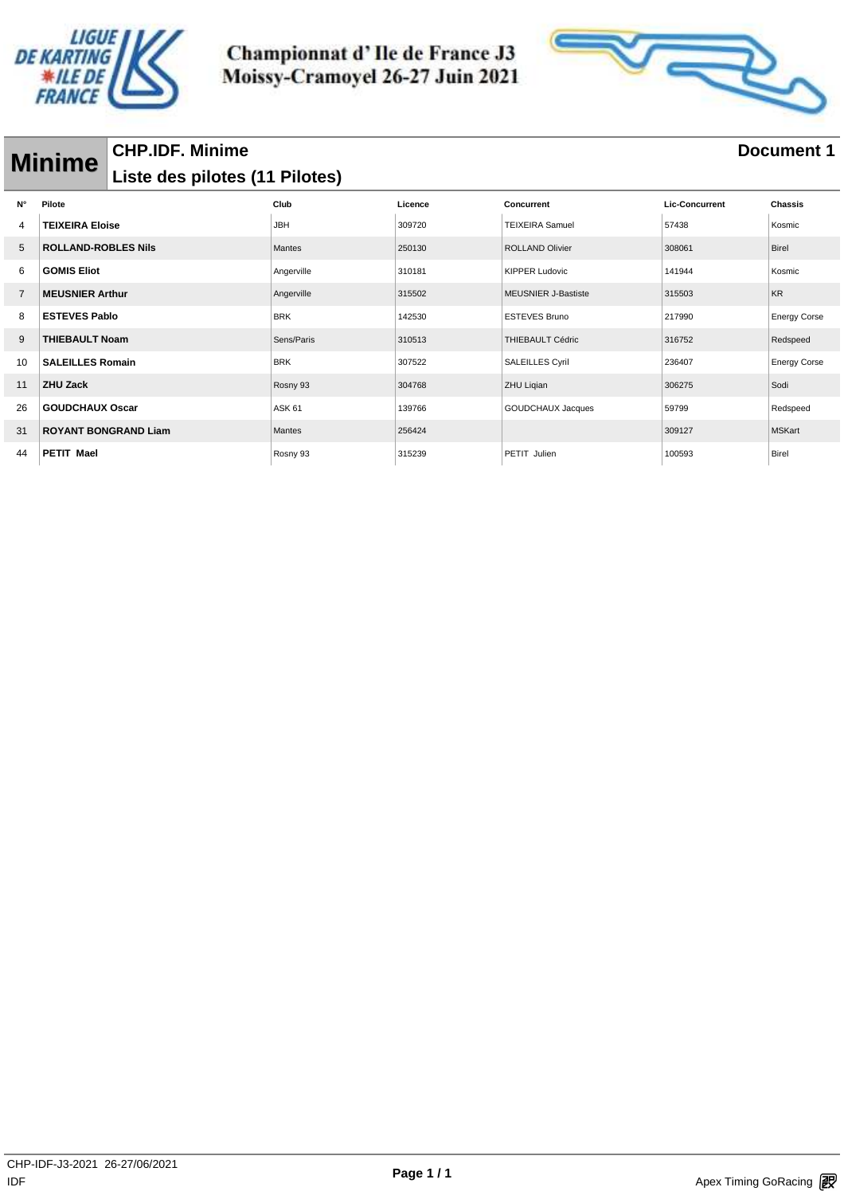# Championnat d' Ile de France J3
## Moissy-Cramoyel 26-27 Juin 2021

## Minime

**CHP.IDF. Minime** **Document 1**

**Liste des pilotes (11 Pilotes)**

| N° | Pilote | Club | Licence | Concurrent | Lic-Concurrent | Chassis |
|---|---|---|---|---|---|---|
| 4 | **TEIXEIRA Eloise** | JBH | 309720 | TEIXEIRA Samuel | 57438 | Kosmic |
| 5 | **ROLLAND-ROBLES Nils** | Mantes | 250130 | ROLLAND Olivier | 308061 | Birel |
| 6 | **GOMIS Eliot** | Angerville | 310181 | KIPPER Ludovic | 141944 | Kosmic |
| 7 | **MEUSNIER Arthur** | Angerville | 315502 | MEUSNIER J-Bastiste | 315503 | KR |
| 8 | **ESTEVES Pablo** | BRK | 142530 | ESTEVES Bruno | 217990 | Energy Corse |
| 9 | **THIEBAULT Noam** | Sens/Paris | 310513 | THIEBAULT Cédric | 316752 | Redspeed |
| 10 | **SALEILLES Romain** | BRK | 307522 | SALEILLES Cyril | 236407 | Energy Corse |
| 11 | **ZHU Zack** | Rosny 93 | 304768 | ZHU Liqian | 306275 | Sodi |
| 26 | **GOUDCHAUX Oscar** | ASK 61 | 139766 | GOUDCHAUX Jacques | 59799 | Redspeed |
| 31 | **ROYANT BONGRAND Liam** | Mantes | 256424 | | 309127 | MSKart |
| 44 | **PETIT Mael** | Rosny 93 | 315239 | PETIT Julien | 100593 | Birel |

CHP-IDF-J3-2021 26-27/06/2021
IDF

Apex Timing GoRacing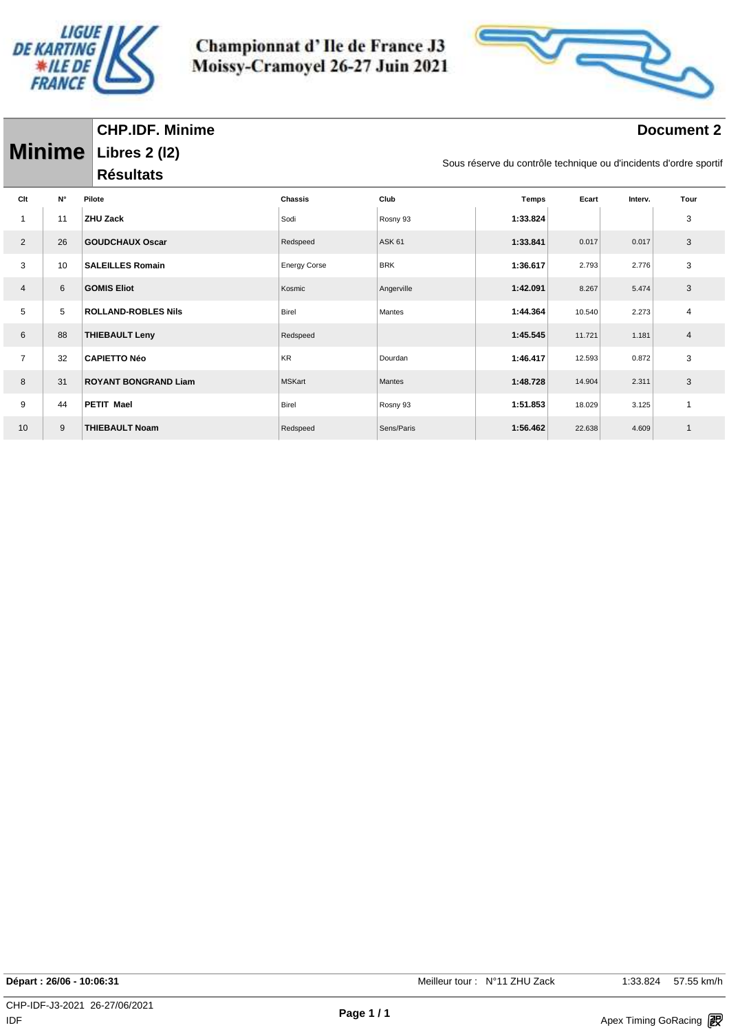# Championnat d' Ile de France J3
# Moissy-Cramoyel 26-27 Juin 2021

## Minime

**CHP.IDF. Minime**

**Libres 2 (l2)**

**Résultats**

**Document 2**

Sous réserve du contrôle technique ou d'incidents d'ordre sportif

| Clt | N° | Pilote | Chassis | Club | Temps | Ecart | Interv. | Tour |
|---|---|---|---|---|---|---|---|---|
| 1 | 11 | **ZHU Zack** | Sodi | Rosny 93 | **1:33.824** | | | 3 |
| 2 | 26 | **GOUDCHAUX Oscar** | Redspeed | ASK 61 | **1:33.841** | 0.017 | 0.017 | 3 |
| 3 | 10 | **SALEILLES Romain** | Energy Corse | BRK | **1:36.617** | 2.793 | 2.776 | 3 |
| 4 | 6 | **GOMIS Eliot** | Kosmic | Angerville | **1:42.091** | 8.267 | 5.474 | 3 |
| 5 | 5 | **ROLLAND-ROBLES Nils** | Birel | Mantes | **1:44.364** | 10.540 | 2.273 | 4 |
| 6 | 88 | **THIEBAULT Leny** | Redspeed | | **1:45.545** | 11.721 | 1.181 | 4 |
| 7 | 32 | **CAPIETTO Néo** | KR | Dourdan | **1:46.417** | 12.593 | 0.872 | 3 |
| 8 | 31 | **ROYANT BONGRAND Liam** | MSKart | Mantes | **1:48.728** | 14.904 | 2.311 | 3 |
| 9 | 44 | **PETIT Mael** | Birel | Rosny 93 | **1:51.853** | 18.029 | 3.125 | 1 |
| 10 | 9 | **THIEBAULT Noam** | Redspeed | Sens/Paris | **1:56.462** | 22.638 | 4.609 | 1 |

**Départ : 26/06 - 10:06:31**

Meilleur tour : N°11 ZHU Zack 1:33.824 57.55 km/h

CHP-IDF-J3-2021 26-27/06/2021

IDF

Apex Timing GoRacing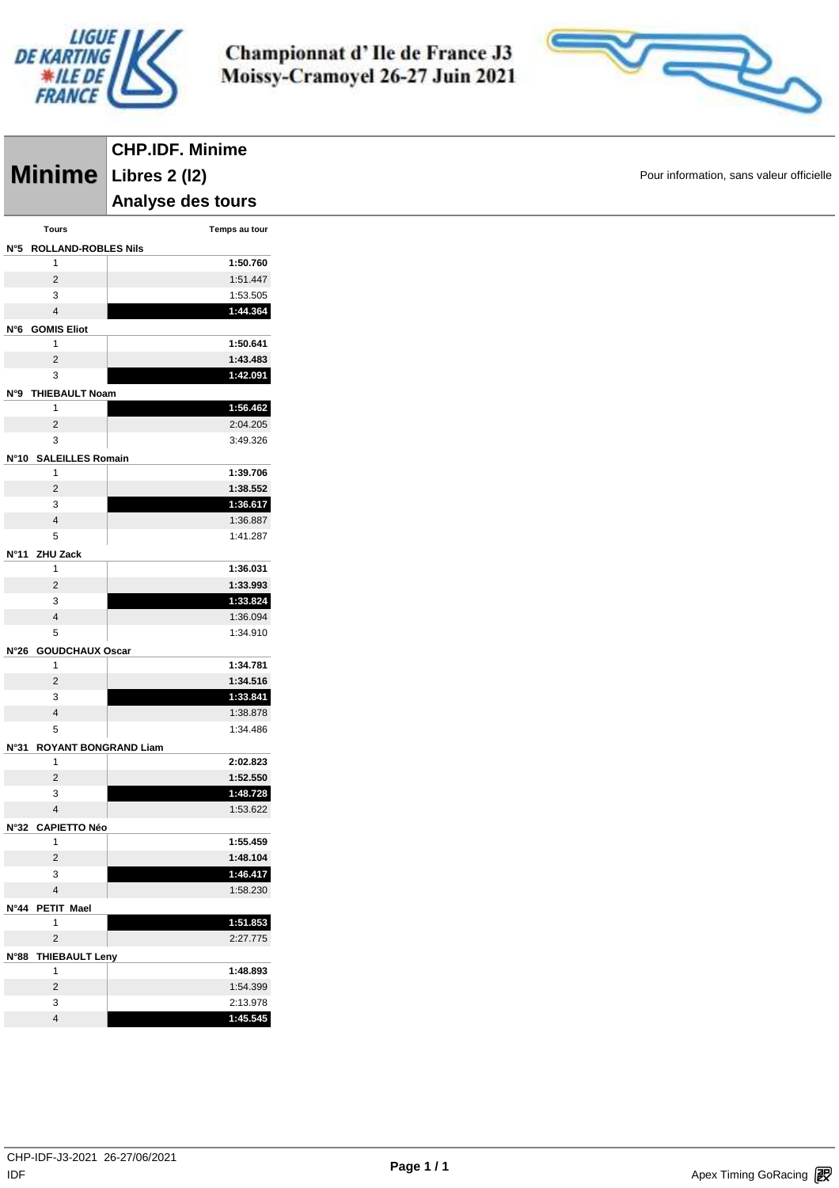# Championnat d' Ile de France J3
## Moissy-Cramoyel 26-27 Juin 2021

**Minime**

**CHP.IDF. Minime**
**Libres 2 (l2)**
**Analyse des tours**

Pour information, sans valeur officielle

| Tours | Temps au tour |
|---|---|
| **N°5 ROLLAND-ROBLES Nils** | |
| 1 | **1:50.760** |
| 2 | 1:51.447 |
| 3 | 1:53.505 |
| 4 | **1:44.364** |
| **N°6 GOMIS Eliot** | |
| 1 | **1:50.641** |
| 2 | **1:43.483** |
| 3 | **1:42.091** |
| **N°9 THIEBAULT Noam** | |
| 1 | **1:56.462** |
| 2 | 2:04.205 |
| 3 | 3:49.326 |
| **N°10 SALEILLES Romain** | |
| 1 | **1:39.706** |
| 2 | **1:38.552** |
| 3 | **1:36.617** |
| 4 | 1:36.887 |
| 5 | 1:41.287 |
| **N°11 ZHU Zack** | |
| 1 | **1:36.031** |
| 2 | **1:33.993** |
| 3 | **1:33.824** |
| 4 | 1:36.094 |
| 5 | 1:34.910 |
| **N°26 GOUDCHAUX Oscar** | |
| 1 | **1:34.781** |
| 2 | **1:34.516** |
| 3 | **1:33.841** |
| 4 | 1:38.878 |
| 5 | 1:34.486 |
| **N°31 ROYANT BONGRAND Liam** | |
| 1 | **2:02.823** |
| 2 | **1:52.550** |
| 3 | **1:48.728** |
| 4 | 1:53.622 |
| **N°32 CAPIETTO Néo** | |
| 1 | **1:55.459** |
| 2 | **1:48.104** |
| 3 | **1:46.417** |
| 4 | 1:58.230 |
| **N°44 PETIT Mael** | |
| 1 | **1:51.853** |
| 2 | 2:27.775 |
| **N°88 THIEBAULT Leny** | |
| 1 | **1:48.893** |
| 2 | 1:54.399 |
| 3 | 2:13.978 |
| 4 | **1:45.545** |

CHP-IDF-J3-2021 26-27/06/2021
IDF

Apex Timing GoRacing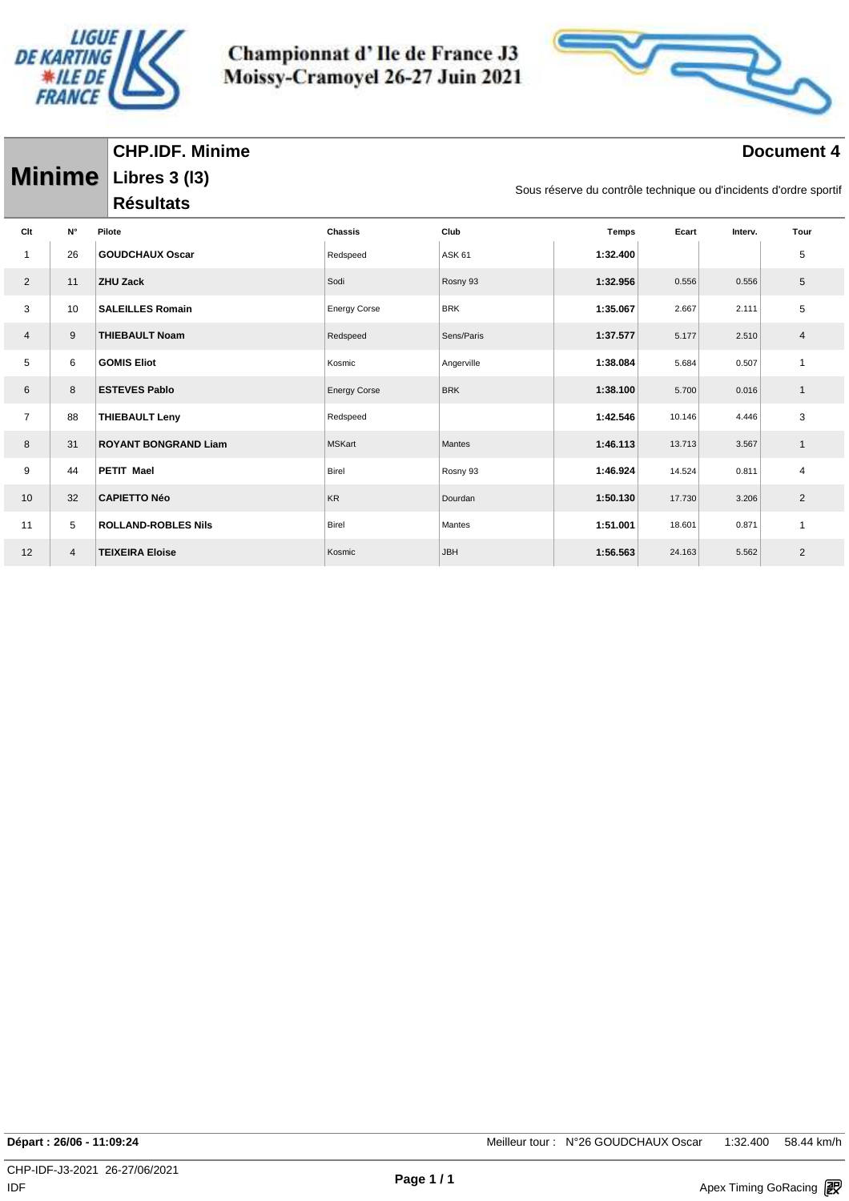# Championnat d' Ile de France J3
## Moissy-Cramoyel 26-27 Juin 2021

**Minime**

## CHP.IDF. Minime

## Libres 3 (I3)

## Résultats

**Document 4**

Sous réserve du contrôle technique ou d'incidents d'ordre sportif

| Clt | N° | Pilote | Chassis | Club | Temps | Ecart | Interv. | Tour |
|---|---|---|---|---|---|---|---|---|
| 1 | 26 | **GOUDCHAUX Oscar** | Redspeed | ASK 61 | **1:32.400** | | | 5 |
| 2 | 11 | **ZHU Zack** | Sodi | Rosny 93 | **1:32.956** | 0.556 | 0.556 | 5 |
| 3 | 10 | **SALEILLES Romain** | Energy Corse | BRK | **1:35.067** | 2.667 | 2.111 | 5 |
| 4 | 9 | **THIEBAULT Noam** | Redspeed | Sens/Paris | **1:37.577** | 5.177 | 2.510 | 4 |
| 5 | 6 | **GOMIS Eliot** | Kosmic | Angerville | **1:38.084** | 5.684 | 0.507 | 1 |
| 6 | 8 | **ESTEVES Pablo** | Energy Corse | BRK | **1:38.100** | 5.700 | 0.016 | 1 |
| 7 | 88 | **THIEBAULT Leny** | Redspeed | | **1:42.546** | 10.146 | 4.446 | 3 |
| 8 | 31 | **ROYANT BONGRAND Liam** | MSKart | Mantes | **1:46.113** | 13.713 | 3.567 | 1 |
| 9 | 44 | **PETIT Mael** | Birel | Rosny 93 | **1:46.924** | 14.524 | 0.811 | 4 |
| 10 | 32 | **CAPIETTO Néo** | KR | Dourdan | **1:50.130** | 17.730 | 3.206 | 2 |
| 11 | 5 | **ROLLAND-ROBLES Nils** | Birel | Mantes | **1:51.001** | 18.601 | 0.871 | 1 |
| 12 | 4 | **TEIXEIRA Eloise** | Kosmic | JBH | **1:56.563** | 24.163 | 5.562 | 2 |

**Départ : 26/06 - 11:09:24**

Meilleur tour : N°26 GOUDCHAUX Oscar 1:32.400 58.44 km/h

CHP-IDF-J3-2021 26-27/06/2021

IDF

Apex Timing GoRacing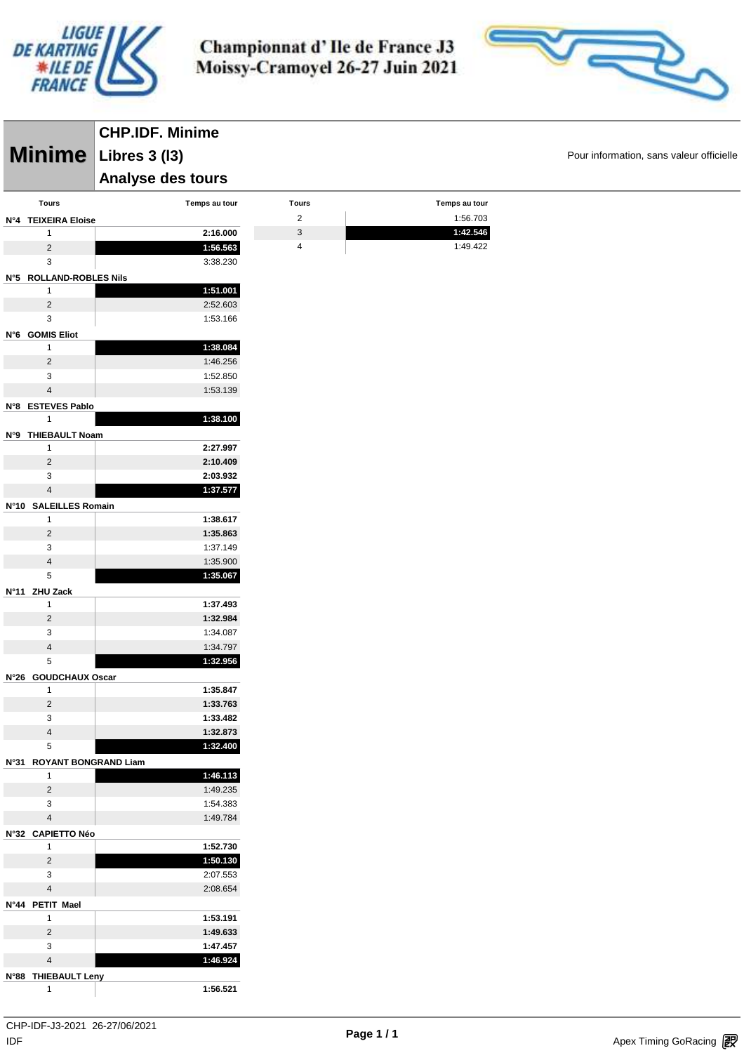# Championnat d' Ile de France J3
# Moissy-Cramoyel 26-27 Juin 2021

## Minime

### CHP.IDF. Minime
### Libres 3 (I3)
### Analyse des tours

Pour information, sans valeur officielle

**N°4 TEIXEIRA Eloise**

| Tours | Temps au tour |
|---|---|
| 1 | **2:16.000** |
| 2 | **1:56.563** |
| 3 | 3:38.230 |

**N°5 ROLLAND-ROBLES Nils**

| Tours | Temps au tour |
|---|---|
| 1 | **1:51.001** |
| 2 | 2:52.603 |
| 3 | 1:53.166 |

**N°6 GOMIS Eliot**

| Tours | Temps au tour |
|---|---|
| 1 | **1:38.084** |
| 2 | 1:46.256 |
| 3 | 1:52.850 |
| 4 | 1:53.139 |

**N°8 ESTEVES Pablo**

| Tours | Temps au tour |
|---|---|
| 1 | **1:38.100** |

**N°9 THIEBAULT Noam**

| Tours | Temps au tour |
|---|---|
| 1 | **2:27.997** |
| 2 | **2:10.409** |
| 3 | **2:03.932** |
| 4 | **1:37.577** |

**N°10 SALEILLES Romain**

| Tours | Temps au tour |
|---|---|
| 1 | **1:38.617** |
| 2 | **1:35.863** |
| 3 | 1:37.149 |
| 4 | 1:35.900 |
| 5 | **1:35.067** |

**N°11 ZHU Zack**

| Tours | Temps au tour |
|---|---|
| 1 | **1:37.493** |
| 2 | **1:32.984** |
| 3 | 1:34.087 |
| 4 | 1:34.797 |
| 5 | **1:32.956** |

**N°26 GOUDCHAUX Oscar**

| Tours | Temps au tour |
|---|---|
| 1 | **1:35.847** |
| 2 | **1:33.763** |
| 3 | **1:33.482** |
| 4 | **1:32.873** |
| 5 | **1:32.400** |

**N°31 ROYANT BONGRAND Liam**

| Tours | Temps au tour |
|---|---|
| 1 | **1:46.113** |
| 2 | 1:49.235 |
| 3 | 1:54.383 |
| 4 | 1:49.784 |

**N°32 CAPIETTO Néo**

| Tours | Temps au tour |
|---|---|
| 1 | **1:52.730** |
| 2 | **1:50.130** |
| 3 | 2:07.553 |
| 4 | 2:08.654 |

**N°44 PETIT Mael**

| Tours | Temps au tour |
|---|---|
| 1 | **1:53.191** |
| 2 | **1:49.633** |
| 3 | **1:47.457** |
| 4 | **1:46.924** |

**N°88 THIEBAULT Leny**

| Tours | Temps au tour |
|---|---|
| 1 | **1:56.521** |
| 2 | 1:56.703 |
| 3 | **1:42.546** |
| 4 | 1:49.422 |

CHP-IDF-J3-2021 26-27/06/2021
IDF

Apex Timing GoRacing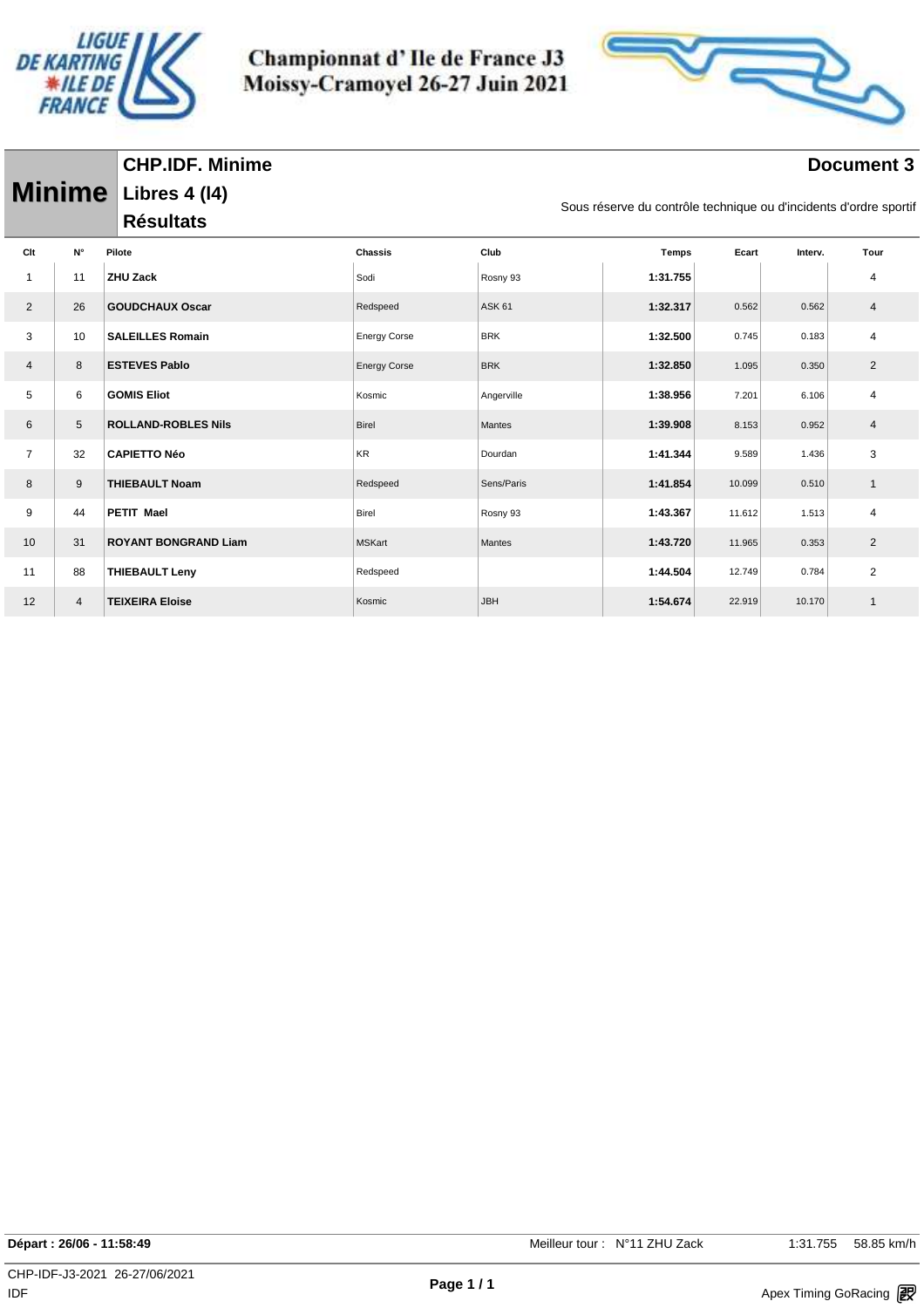# Championnat d' Ile de France J3
# Moissy-Cramoyel 26-27 Juin 2021

## Minime

**CHP.IDF. Minime**
**Libres 4 (I4)**
**Résultats**

**Document 3**

Sous réserve du contrôle technique ou d'incidents d'ordre sportif

| Clt | N° | Pilote | Chassis | Club | Temps | Ecart | Interv. | Tour |
|---|---|---|---|---|---|---|---|---|
| 1 | 11 | **ZHU Zack** | Sodi | Rosny 93 | **1:31.755** | | | 4 |
| 2 | 26 | **GOUDCHAUX Oscar** | Redspeed | ASK 61 | **1:32.317** | 0.562 | 0.562 | 4 |
| 3 | 10 | **SALEILLES Romain** | Energy Corse | BRK | **1:32.500** | 0.745 | 0.183 | 4 |
| 4 | 8 | **ESTEVES Pablo** | Energy Corse | BRK | **1:32.850** | 1.095 | 0.350 | 2 |
| 5 | 6 | **GOMIS Eliot** | Kosmic | Angerville | **1:38.956** | 7.201 | 6.106 | 4 |
| 6 | 5 | **ROLLAND-ROBLES Nils** | Birel | Mantes | **1:39.908** | 8.153 | 0.952 | 4 |
| 7 | 32 | **CAPIETTO Néo** | KR | Dourdan | **1:41.344** | 9.589 | 1.436 | 3 |
| 8 | 9 | **THIEBAULT Noam** | Redspeed | Sens/Paris | **1:41.854** | 10.099 | 0.510 | 1 |
| 9 | 44 | **PETIT Mael** | Birel | Rosny 93 | **1:43.367** | 11.612 | 1.513 | 4 |
| 10 | 31 | **ROYANT BONGRAND Liam** | MSKart | Mantes | **1:43.720** | 11.965 | 0.353 | 2 |
| 11 | 88 | **THIEBAULT Leny** | Redspeed | | **1:44.504** | 12.749 | 0.784 | 2 |
| 12 | 4 | **TEIXEIRA Eloise** | Kosmic | JBH | **1:54.674** | 22.919 | 10.170 | 1 |

**Départ : 26/06 - 11:58:49**

Meilleur tour : N°11 ZHU Zack 1:31.755 58.85 km/h

CHP-IDF-J3-2021 26-27/06/2021
IDF

Apex Timing GoRacing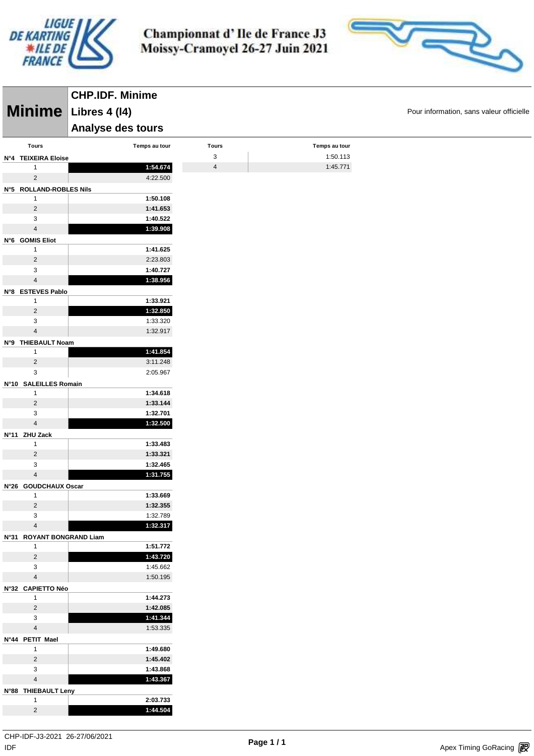# Championnat d' Ile de France J3
## Moissy-Cramoyel 26-27 Juin 2021

**Minime**

## CHP.IDF. Minime
## Libres 4 (l4)
## Analyse des tours

Pour information, sans valeur officielle

| Tours | Temps au tour |
|---|---|
| **N°4 TEIXEIRA Eloise** | |
| 1 | **1:54.674** |
| 2 | 4:22.500 |
| **N°5 ROLLAND-ROBLES Nils** | |
| 1 | **1:50.108** |
| 2 | **1:41.653** |
| 3 | **1:40.522** |
| 4 | **1:39.908** |
| **N°6 GOMIS Eliot** | |
| 1 | **1:41.625** |
| 2 | 2:23.803 |
| 3 | **1:40.727** |
| 4 | **1:38.956** |
| **N°8 ESTEVES Pablo** | |
| 1 | **1:33.921** |
| 2 | **1:32.850** |
| 3 | 1:33.320 |
| 4 | 1:32.917 |
| **N°9 THIEBAULT Noam** | |
| 1 | **1:41.854** |
| 2 | 3:11.248 |
| 3 | 2:05.967 |
| **N°10 SALEILLES Romain** | |
| 1 | **1:34.618** |
| 2 | **1:33.144** |
| 3 | **1:32.701** |
| 4 | **1:32.500** |
| **N°11 ZHU Zack** | |
| 1 | **1:33.483** |
| 2 | **1:33.321** |
| 3 | **1:32.465** |
| 4 | **1:31.755** |
| **N°26 GOUDCHAUX Oscar** | |
| 1 | **1:33.669** |
| 2 | **1:32.355** |
| 3 | 1:32.789 |
| 4 | **1:32.317** |
| **N°31 ROYANT BONGRAND Liam** | |
| 1 | **1:51.772** |
| 2 | **1:43.720** |
| 3 | 1:45.662 |
| 4 | 1:50.195 |
| **N°32 CAPIETTO Néo** | |
| 1 | **1:44.273** |
| 2 | **1:42.085** |
| 3 | **1:41.344** |
| 4 | 1:53.335 |
| **N°44 PETIT Mael** | |
| 1 | **1:49.680** |
| 2 | **1:45.402** |
| 3 | **1:43.868** |
| 4 | **1:43.367** |
| **N°88 THIEBAULT Leny** | |
| 1 | **2:03.733** |
| 2 | **1:44.504** |
| 3 | 1:50.113 |
| 4 | 1:45.771 |

CHP-IDF-J3-2021 26-27/06/2021
IDF

Apex Timing GoRacing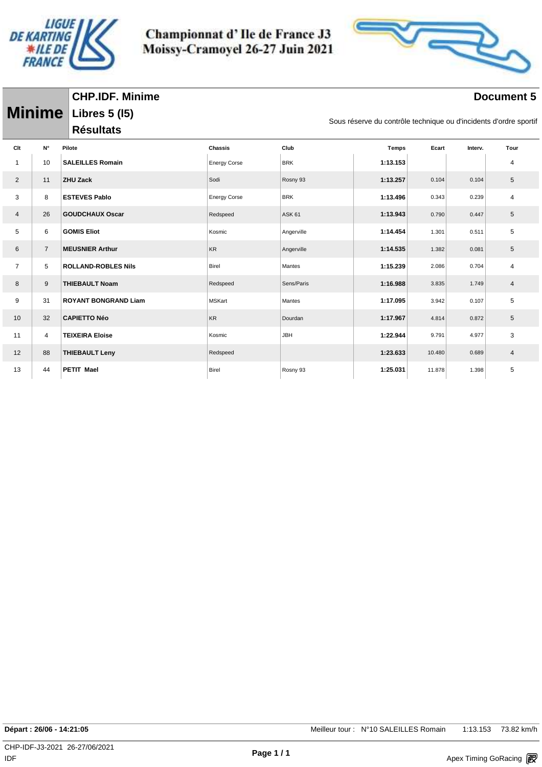# Championnat d' Ile de France J3
## Moissy-Cramoyel 26-27 Juin 2021

**Minime**

**CHP.IDF. Minime**
**Libres 5 (I5)**
**Résultats**

**Document 5**

Sous réserve du contrôle technique ou d'incidents d'ordre sportif

| Clt | N° | Pilote | Chassis | Club | Temps | Ecart | Interv. | Tour |
|---|---|---|---|---|---|---|---|---|
| 1 | 10 | **SALEILLES Romain** | Energy Corse | BRK | **1:13.153** | | | 4 |
| 2 | 11 | **ZHU Zack** | Sodi | Rosny 93 | **1:13.257** | 0.104 | 0.104 | 5 |
| 3 | 8 | **ESTEVES Pablo** | Energy Corse | BRK | **1:13.496** | 0.343 | 0.239 | 4 |
| 4 | 26 | **GOUDCHAUX Oscar** | Redspeed | ASK 61 | **1:13.943** | 0.790 | 0.447 | 5 |
| 5 | 6 | **GOMIS Eliot** | Kosmic | Angerville | **1:14.454** | 1.301 | 0.511 | 5 |
| 6 | 7 | **MEUSNIER Arthur** | KR | Angerville | **1:14.535** | 1.382 | 0.081 | 5 |
| 7 | 5 | **ROLLAND-ROBLES Nils** | Birel | Mantes | **1:15.239** | 2.086 | 0.704 | 4 |
| 8 | 9 | **THIEBAULT Noam** | Redspeed | Sens/Paris | **1:16.988** | 3.835 | 1.749 | 4 |
| 9 | 31 | **ROYANT BONGRAND Liam** | MSKart | Mantes | **1:17.095** | 3.942 | 0.107 | 5 |
| 10 | 32 | **CAPIETTO Néo** | KR | Dourdan | **1:17.967** | 4.814 | 0.872 | 5 |
| 11 | 4 | **TEIXEIRA Eloise** | Kosmic | JBH | **1:22.944** | 9.791 | 4.977 | 3 |
| 12 | 88 | **THIEBAULT Leny** | Redspeed | | **1:23.633** | 10.480 | 0.689 | 4 |
| 13 | 44 | **PETIT Mael** | Birel | Rosny 93 | **1:25.031** | 11.878 | 1.398 | 5 |

**Départ : 26/06 - 14:21:05**

Meilleur tour : N°10 SALEILLES Romain 1:13.153 73.82 km/h

CHP-IDF-J3-2021 26-27/06/2021
IDF

Apex Timing GoRacing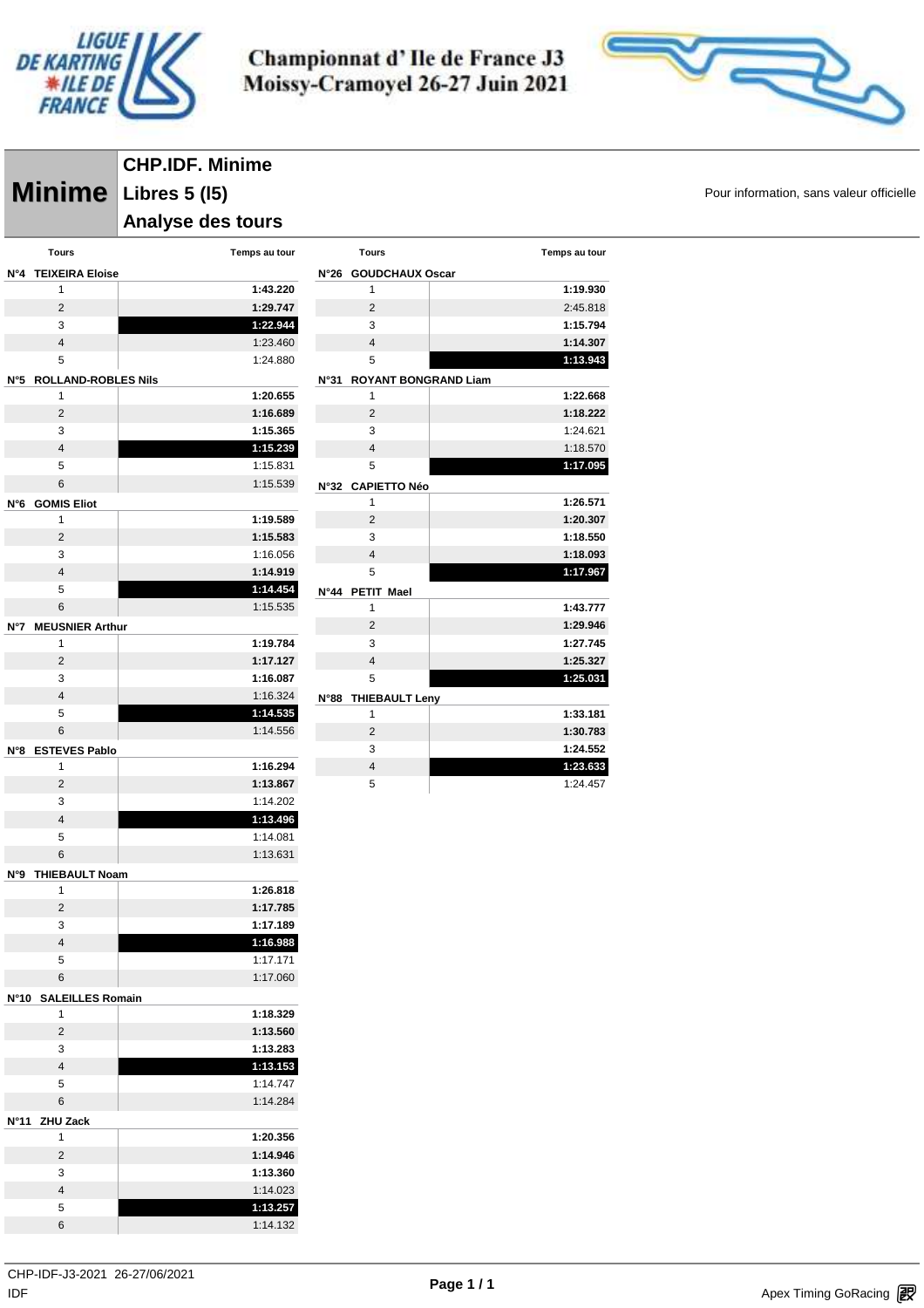# Championnat d' Ile de France J3
## Moissy-Cramoyel 26-27 Juin 2021

**Minime**

### CHP.IDF. Minime
### Libres 5 (l5)
### Analyse des tours

Pour information, sans valeur officielle

**N°4 TEIXEIRA Eloise**

| Tours | Temps au tour |
|---|---|
| 1 | **1:43.220** |
| 2 | **1:29.747** |
| 3 | **1:22.944** |
| 4 | 1:23.460 |
| 5 | 1:24.880 |

**N°5 ROLLAND-ROBLES Nils**

| Tours | Temps au tour |
|---|---|
| 1 | **1:20.655** |
| 2 | **1:16.689** |
| 3 | **1:15.365** |
| 4 | **1:15.239** |
| 5 | 1:15.831 |
| 6 | 1:15.539 |

**N°6 GOMIS Eliot**

| Tours | Temps au tour |
|---|---|
| 1 | **1:19.589** |
| 2 | **1:15.583** |
| 3 | 1:16.056 |
| 4 | **1:14.919** |
| 5 | **1:14.454** |
| 6 | 1:15.535 |

**N°7 MEUSNIER Arthur**

| Tours | Temps au tour |
|---|---|
| 1 | **1:19.784** |
| 2 | **1:17.127** |
| 3 | **1:16.087** |
| 4 | 1:16.324 |
| 5 | **1:14.535** |
| 6 | 1:14.556 |

**N°8 ESTEVES Pablo**

| Tours | Temps au tour |
|---|---|
| 1 | **1:16.294** |
| 2 | **1:13.867** |
| 3 | 1:14.202 |
| 4 | **1:13.496** |
| 5 | 1:14.081 |
| 6 | 1:13.631 |

**N°9 THIEBAULT Noam**

| Tours | Temps au tour |
|---|---|
| 1 | **1:26.818** |
| 2 | **1:17.785** |
| 3 | **1:17.189** |
| 4 | **1:16.988** |
| 5 | 1:17.171 |
| 6 | 1:17.060 |

**N°10 SALEILLES Romain**

| Tours | Temps au tour |
|---|---|
| 1 | **1:18.329** |
| 2 | **1:13.560** |
| 3 | **1:13.283** |
| 4 | **1:13.153** |
| 5 | 1:14.747 |
| 6 | 1:14.284 |

**N°11 ZHU Zack**

| Tours | Temps au tour |
|---|---|
| 1 | **1:20.356** |
| 2 | **1:14.946** |
| 3 | **1:13.360** |
| 4 | 1:14.023 |
| 5 | **1:13.257** |
| 6 | 1:14.132 |

**N°26 GOUDCHAUX Oscar**

| Tours | Temps au tour |
|---|---|
| 1 | **1:19.930** |
| 2 | 2:45.818 |
| 3 | **1:15.794** |
| 4 | **1:14.307** |
| 5 | **1:13.943** |

**N°31 ROYANT BONGRAND Liam**

| Tours | Temps au tour |
|---|---|
| 1 | **1:22.668** |
| 2 | **1:18.222** |
| 3 | 1:24.621 |
| 4 | 1:18.570 |
| 5 | **1:17.095** |

**N°32 CAPIETTO Néo**

| Tours | Temps au tour |
|---|---|
| 1 | **1:26.571** |
| 2 | **1:20.307** |
| 3 | **1:18.550** |
| 4 | **1:18.093** |
| 5 | **1:17.967** |

**N°44 PETIT Mael**

| Tours | Temps au tour |
|---|---|
| 1 | **1:43.777** |
| 2 | **1:29.946** |
| 3 | **1:27.745** |
| 4 | **1:25.327** |
| 5 | **1:25.031** |

**N°88 THIEBAULT Leny**

| Tours | Temps au tour |
|---|---|
| 1 | **1:33.181** |
| 2 | **1:30.783** |
| 3 | **1:24.552** |
| 4 | **1:23.633** |
| 5 | 1:24.457 |

CHP-IDF-J3-2021 26-27/06/2021
IDF

Apex Timing GoRacing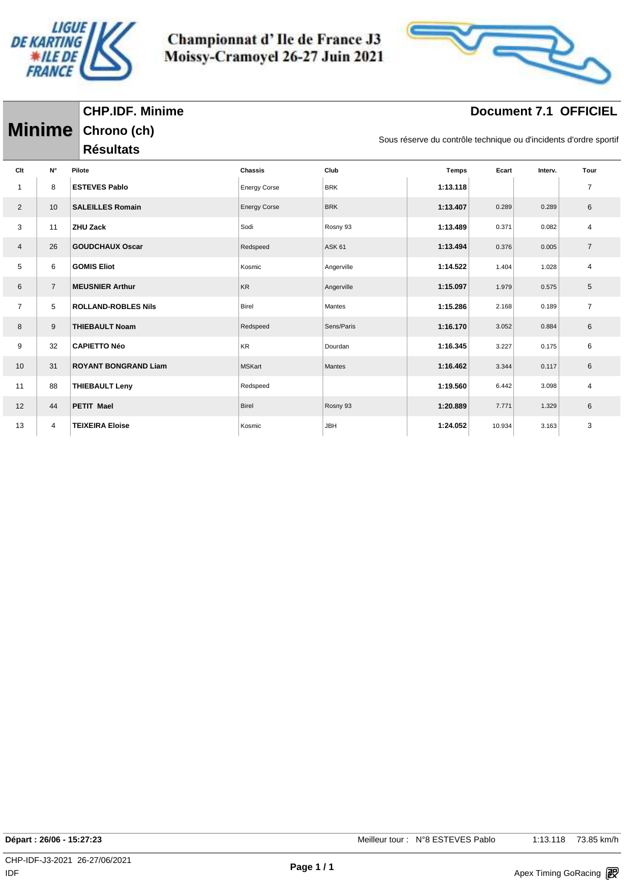# Championnat d' Ile de France J3
## Moissy-Cramoyel 26-27 Juin 2021

**Minime**

**CHP.IDF. Minime**

**Chrono (ch)**

**Résultats**

**Document 7.1 OFFICIEL**

Sous réserve du contrôle technique ou d'incidents d'ordre sportif

| Clt | N° | Pilote | Chassis | Club | Temps | Ecart | Interv. | Tour |
|---|---|---|---|---|---|---|---|---|
| 1 | 8 | **ESTEVES Pablo** | Energy Corse | BRK | **1:13.118** | | | 7 |
| 2 | 10 | **SALEILLES Romain** | Energy Corse | BRK | **1:13.407** | 0.289 | 0.289 | 6 |
| 3 | 11 | **ZHU Zack** | Sodi | Rosny 93 | **1:13.489** | 0.371 | 0.082 | 4 |
| 4 | 26 | **GOUDCHAUX Oscar** | Redspeed | ASK 61 | **1:13.494** | 0.376 | 0.005 | 7 |
| 5 | 6 | **GOMIS Eliot** | Kosmic | Angerville | **1:14.522** | 1.404 | 1.028 | 4 |
| 6 | 7 | **MEUSNIER Arthur** | KR | Angerville | **1:15.097** | 1.979 | 0.575 | 5 |
| 7 | 5 | **ROLLAND-ROBLES Nils** | Birel | Mantes | **1:15.286** | 2.168 | 0.189 | 7 |
| 8 | 9 | **THIEBAULT Noam** | Redspeed | Sens/Paris | **1:16.170** | 3.052 | 0.884 | 6 |
| 9 | 32 | **CAPIETTO Néo** | KR | Dourdan | **1:16.345** | 3.227 | 0.175 | 6 |
| 10 | 31 | **ROYANT BONGRAND Liam** | MSKart | Mantes | **1:16.462** | 3.344 | 0.117 | 6 |
| 11 | 88 | **THIEBAULT Leny** | Redspeed | | **1:19.560** | 6.442 | 3.098 | 4 |
| 12 | 44 | **PETIT Mael** | Birel | Rosny 93 | **1:20.889** | 7.771 | 1.329 | 6 |
| 13 | 4 | **TEIXEIRA Eloise** | Kosmic | JBH | **1:24.052** | 10.934 | 3.163 | 3 |

**Départ : 26/06 - 15:27:23** Meilleur tour : N°8 ESTEVES Pablo 1:13.118 73.85 km/h

CHP-IDF-J3-2021 26-27/06/2021
IDF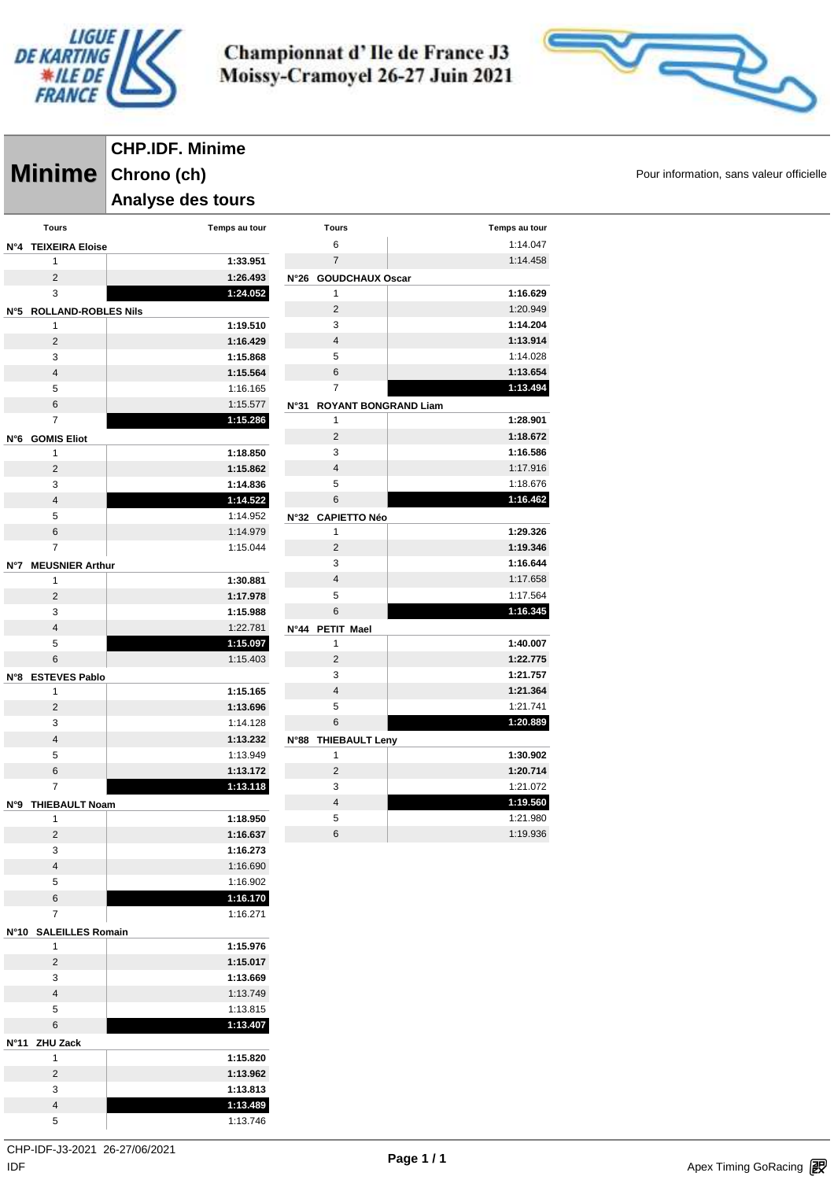# Championnat d' Ile de France J3
## Moissy-Cramoyel 26-27 Juin 2021

**Minime**

**CHP.IDF. Minime**
**Chrono (ch)**
**Analyse des tours**

Pour information, sans valeur officielle

| Tours | Temps au tour |
|---|---|
| **N°4 TEIXEIRA Eloise** | |
| 1 | **1:33.951** |
| 2 | **1:26.493** |
| 3 | **1:24.052** |
| **N°5 ROLLAND-ROBLES Nils** | |
| 1 | **1:19.510** |
| 2 | **1:16.429** |
| 3 | **1:15.868** |
| 4 | **1:15.564** |
| 5 | 1:16.165 |
| 6 | 1:15.577 |
| 7 | **1:15.286** |
| **N°6 GOMIS Eliot** | |
| 1 | **1:18.850** |
| 2 | **1:15.862** |
| 3 | **1:14.836** |
| 4 | **1:14.522** |
| 5 | 1:14.952 |
| 6 | 1:14.979 |
| 7 | 1:15.044 |
| **N°7 MEUSNIER Arthur** | |
| 1 | **1:30.881** |
| 2 | **1:17.978** |
| 3 | **1:15.988** |
| 4 | 1:22.781 |
| 5 | **1:15.097** |
| 6 | 1:15.403 |
| **N°8 ESTEVES Pablo** | |
| 1 | **1:15.165** |
| 2 | **1:13.696** |
| 3 | 1:14.128 |
| 4 | **1:13.232** |
| 5 | 1:13.949 |
| 6 | **1:13.172** |
| 7 | **1:13.118** |
| **N°9 THIEBAULT Noam** | |
| 1 | **1:18.950** |
| 2 | **1:16.637** |
| 3 | **1:16.273** |
| 4 | 1:16.690 |
| 5 | 1:16.902 |
| 6 | **1:16.170** |
| 7 | 1:16.271 |
| **N°10 SALEILLES Romain** | |
| 1 | **1:15.976** |
| 2 | **1:15.017** |
| 3 | **1:13.669** |
| 4 | 1:13.749 |
| 5 | 1:13.815 |
| 6 | **1:13.407** |
| **N°11 ZHU Zack** | |
| 1 | **1:15.820** |
| 2 | **1:13.962** |
| 3 | **1:13.813** |
| 4 | **1:13.489** |
| 5 | 1:13.746 |
| 6 | 1:14.047 |
| 7 | 1:14.458 |
| **N°26 GOUDCHAUX Oscar** | |
| 1 | **1:16.629** |
| 2 | 1:20.949 |
| 3 | **1:14.204** |
| 4 | **1:13.914** |
| 5 | 1:14.028 |
| 6 | **1:13.654** |
| 7 | **1:13.494** |
| **N°31 ROYANT BONGRAND Liam** | |
| 1 | **1:28.901** |
| 2 | **1:18.672** |
| 3 | **1:16.586** |
| 4 | 1:17.916 |
| 5 | 1:18.676 |
| 6 | **1:16.462** |
| **N°32 CAPIETTO Néo** | |
| 1 | **1:29.326** |
| 2 | **1:19.346** |
| 3 | **1:16.644** |
| 4 | 1:17.658 |
| 5 | 1:17.564 |
| 6 | **1:16.345** |
| **N°44 PETIT Mael** | |
| 1 | **1:40.007** |
| 2 | **1:22.775** |
| 3 | **1:21.757** |
| 4 | **1:21.364** |
| 5 | 1:21.741 |
| 6 | **1:20.889** |
| **N°88 THIEBAULT Leny** | |
| 1 | **1:30.902** |
| 2 | **1:20.714** |
| 3 | 1:21.072 |
| 4 | **1:19.560** |
| 5 | 1:21.980 |
| 6 | 1:19.936 |

CHP-IDF-J3-2021 26-27/06/2021
IDF

Apex Timing GoRacing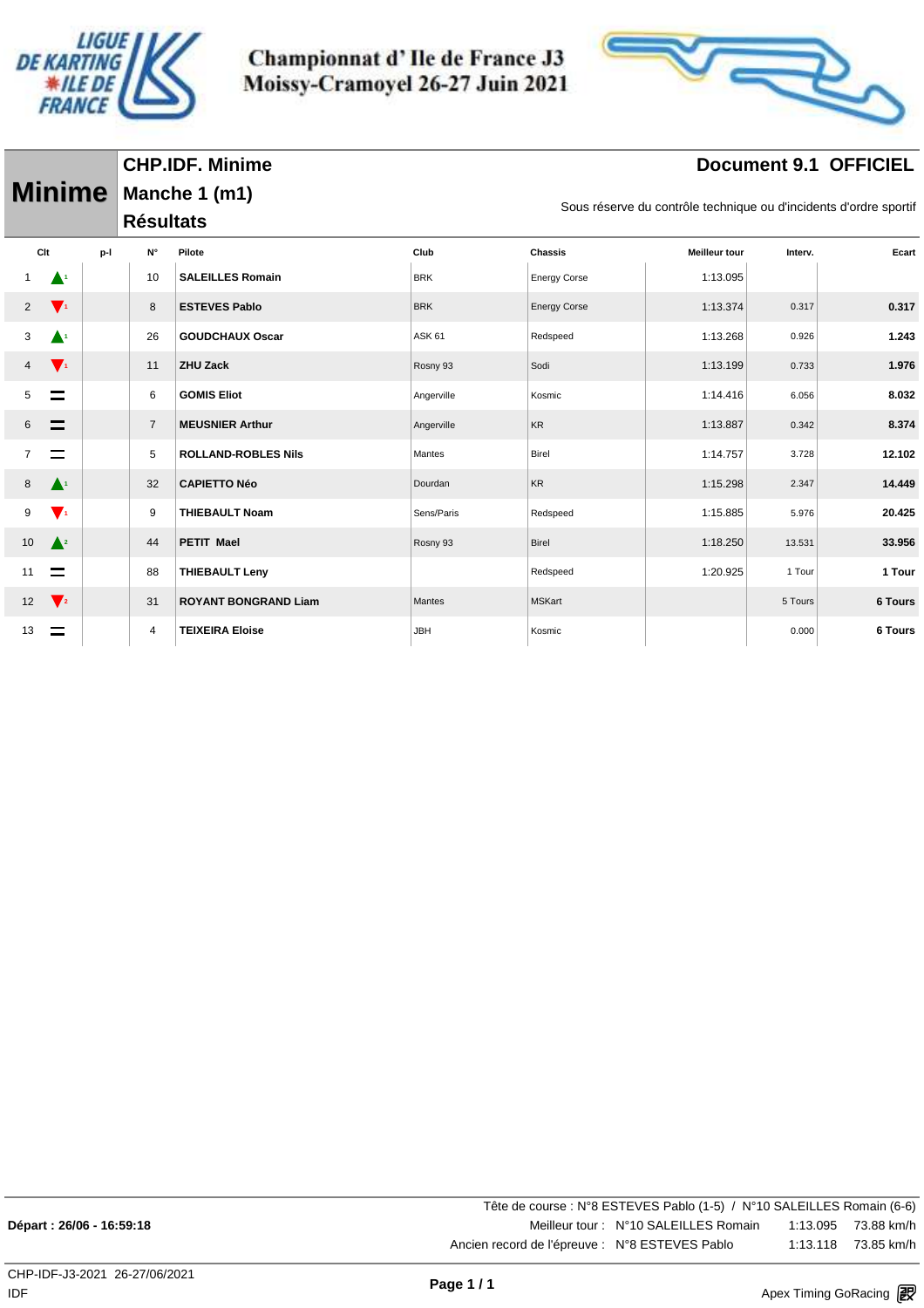# Championnat d' Ile de France J3
# Moissy-Cramoyel 26-27 Juin 2021

## Minime

**CHP.IDF. Minime**
**Manche 1 (m1)**
**Résultats**

**Document 9.1 OFFICIEL**

Sous réserve du contrôle technique ou d'incidents d'ordre sportif

| Clt | | p-l | N° | Pilote | Club | Chassis | Meilleur tour | Interv. | Ecart |
|---|---|---|---|---|---|---|---|---|---|
| 1 | ▲1 | | 10 | **SALEILLES Romain** | BRK | Energy Corse | 1:13.095 | | |
| 2 | ▼1 | | 8 | **ESTEVES Pablo** | BRK | Energy Corse | 1:13.374 | 0.317 | **0.317** |
| 3 | ▲1 | | 26 | **GOUDCHAUX Oscar** | ASK 61 | Redspeed | 1:13.268 | 0.926 | **1.243** |
| 4 | ▼1 | | 11 | **ZHU Zack** | Rosny 93 | Sodi | 1:13.199 | 0.733 | **1.976** |
| 5 | = | | 6 | **GOMIS Eliot** | Angerville | Kosmic | 1:14.416 | 6.056 | **8.032** |
| 6 | = | | 7 | **MEUSNIER Arthur** | Angerville | KR | 1:13.887 | 0.342 | **8.374** |
| 7 | = | | 5 | **ROLLAND-ROBLES Nils** | Mantes | Birel | 1:14.757 | 3.728 | **12.102** |
| 8 | ▲1 | | 32 | **CAPIETTO Néo** | Dourdan | KR | 1:15.298 | 2.347 | **14.449** |
| 9 | ▼1 | | 9 | **THIEBAULT Noam** | Sens/Paris | Redspeed | 1:15.885 | 5.976 | **20.425** |
| 10 | ▲2 | | 44 | **PETIT Mael** | Rosny 93 | Birel | 1:18.250 | 13.531 | **33.956** |
| 11 | = | | 88 | **THIEBAULT Leny** | | Redspeed | 1:20.925 | 1 Tour | **1 Tour** |
| 12 | ▼2 | | 31 | **ROYANT BONGRAND Liam** | Mantes | MSKart | | 5 Tours | **6 Tours** |
| 13 | = | | 4 | **TEIXEIRA Eloise** | JBH | Kosmic | | 0.000 | **6 Tours** |

**Départ : 26/06 - 16:59:18**

Tête de course : N°8 ESTEVES Pablo (1-5) / N°10 SALEILLES Romain (6-6)

Meilleur tour : N°10 SALEILLES Romain 1:13.095 73.88 km/h

Ancien record de l'épreuve : N°8 ESTEVES Pablo 1:13.118 73.85 km/h

CHP-IDF-J3-2021 26-27/06/2021
IDF

Apex Timing GoRacing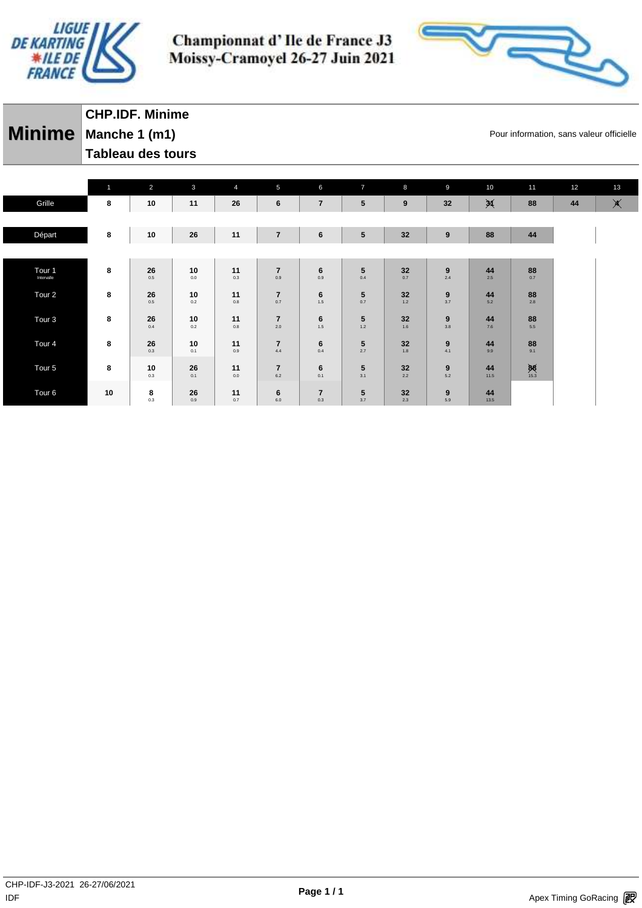# Championnat d' Ile de France J3
# Moissy-Cramoyel 26-27 Juin 2021

## Minime

**CHP.IDF. Minime**
**Manche 1 (m1)**
**Tableau des tours**

Pour information, sans valeur officielle

| | 1 | 2 | 3 | 4 | 5 | 6 | 7 | 8 | 9 | 10 | 11 | 12 | 13 |
|---|---|---|---|---|---|---|---|---|---|---|---|---|---|
| Grille | 8 | 10 | 11 | 26 | 6 | 7 | 5 | 9 | 32 | ~~31~~ | 88 | 44 | ~~4~~ |
| Départ | 8 | 10 | 26 | 11 | 7 | 6 | 5 | 32 | 9 | 88 | 44 | | |
| Tour 1 Intervalle | 8 | 26 0.5 | 10 0.0 | 11 0.3 | 7 0.9 | 6 0.9 | 5 0.4 | 32 0.7 | 9 2.4 | 44 2.5 | 88 0.7 | | |
| Tour 2 | 8 | 26 0.5 | 10 0.2 | 11 0.8 | 7 0.7 | 6 1.5 | 5 0.7 | 32 1.2 | 9 3.7 | 44 5.2 | 88 2.8 | | |
| Tour 3 | 8 | 26 0.4 | 10 0.2 | 11 0.8 | 7 2.0 | 6 1.5 | 5 1.2 | 32 1.6 | 9 3.8 | 44 7.6 | 88 5.5 | | |
| Tour 4 | 8 | 26 0.3 | 10 0.1 | 11 0.9 | 7 4.4 | 6 0.4 | 5 2.7 | 32 1.8 | 9 4.1 | 44 9.9 | 88 9.1 | | |
| Tour 5 | 8 | 10 0.3 | 26 0.1 | 11 0.0 | 7 6.2 | 6 0.1 | 5 3.1 | 32 2.2 | 9 5.2 | 44 11.5 | ~~88~~ 15.3 | | |
| Tour 6 | 10 | 8 0.3 | 26 0.9 | 11 0.7 | 6 6.0 | 7 0.3 | 5 3.7 | 32 2.3 | 9 5.9 | 44 13.5 | | | |

CHP-IDF-J3-2021 26-27/06/2021
IDF

Apex Timing GoRacing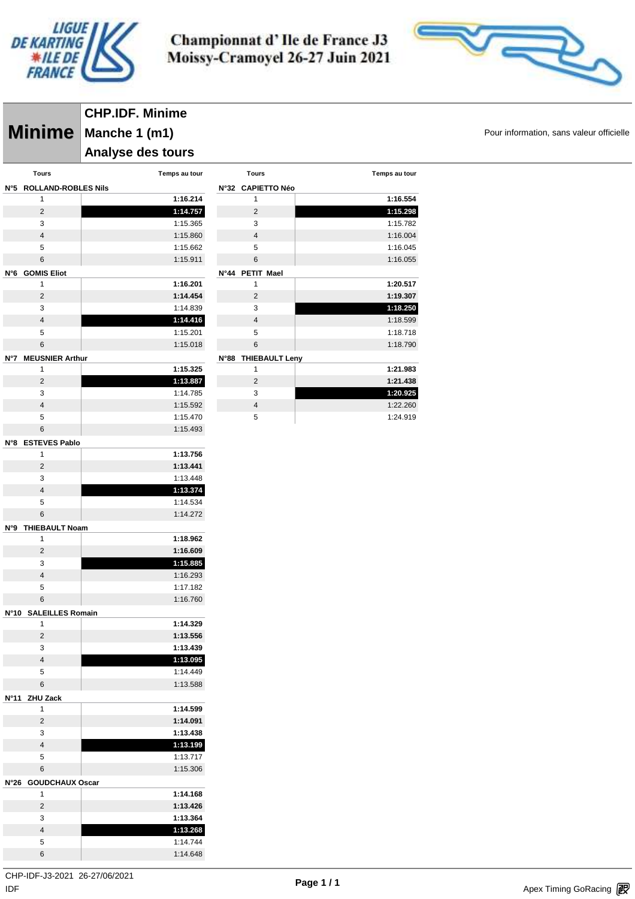# Championnat d' Ile de France J3
# Moissy-Cramoyel 26-27 Juin 2021

## Minime

**CHP.IDF. Minime**

**Manche 1 (m1)**

**Analyse des tours**

Pour information, sans valeur officielle

| Tours | Temps au tour |
|---|---|
| **N°5 ROLLAND-ROBLES Nils** | |
| 1 | **1:16.214** |
| 2 | **1:14.757** |
| 3 | 1:15.365 |
| 4 | 1:15.860 |
| 5 | 1:15.662 |
| 6 | 1:15.911 |
| **N°6 GOMIS Eliot** | |
| 1 | **1:16.201** |
| 2 | **1:14.454** |
| 3 | 1:14.839 |
| 4 | **1:14.416** |
| 5 | 1:15.201 |
| 6 | 1:15.018 |
| **N°7 MEUSNIER Arthur** | |
| 1 | **1:15.325** |
| 2 | **1:13.887** |
| 3 | 1:14.785 |
| 4 | 1:15.592 |
| 5 | 1:15.470 |
| 6 | 1:15.493 |
| **N°8 ESTEVES Pablo** | |
| 1 | **1:13.756** |
| 2 | **1:13.441** |
| 3 | 1:13.448 |
| 4 | **1:13.374** |
| 5 | 1:14.534 |
| 6 | 1:14.272 |
| **N°9 THIEBAULT Noam** | |
| 1 | **1:18.962** |
| 2 | **1:16.609** |
| 3 | **1:15.885** |
| 4 | 1:16.293 |
| 5 | 1:17.182 |
| 6 | 1:16.760 |
| **N°10 SALEILLES Romain** | |
| 1 | **1:14.329** |
| 2 | **1:13.556** |
| 3 | **1:13.439** |
| 4 | **1:13.095** |
| 5 | 1:14.449 |
| 6 | 1:13.588 |
| **N°11 ZHU Zack** | |
| 1 | **1:14.599** |
| 2 | **1:14.091** |
| 3 | **1:13.438** |
| 4 | **1:13.199** |
| 5 | 1:13.717 |
| 6 | 1:15.306 |
| **N°26 GOUDCHAUX Oscar** | |
| 1 | **1:14.168** |
| 2 | **1:13.426** |
| 3 | **1:13.364** |
| 4 | **1:13.268** |
| 5 | 1:14.744 |
| 6 | 1:14.648 |
| **N°32 CAPIETTO Néo** | |
| 1 | **1:16.554** |
| 2 | **1:15.298** |
| 3 | 1:15.782 |
| 4 | 1:16.004 |
| 5 | 1:16.045 |
| 6 | 1:16.055 |
| **N°44 PETIT Mael** | |
| 1 | **1:20.517** |
| 2 | **1:19.307** |
| 3 | **1:18.250** |
| 4 | 1:18.599 |
| 5 | 1:18.718 |
| 6 | 1:18.790 |
| **N°88 THIEBAULT Leny** | |
| 1 | **1:21.983** |
| 2 | **1:21.438** |
| 3 | **1:20.925** |
| 4 | 1:22.260 |
| 5 | 1:24.919 |

CHP-IDF-J3-2021 26-27/06/2021

IDF

Apex Timing GoRacing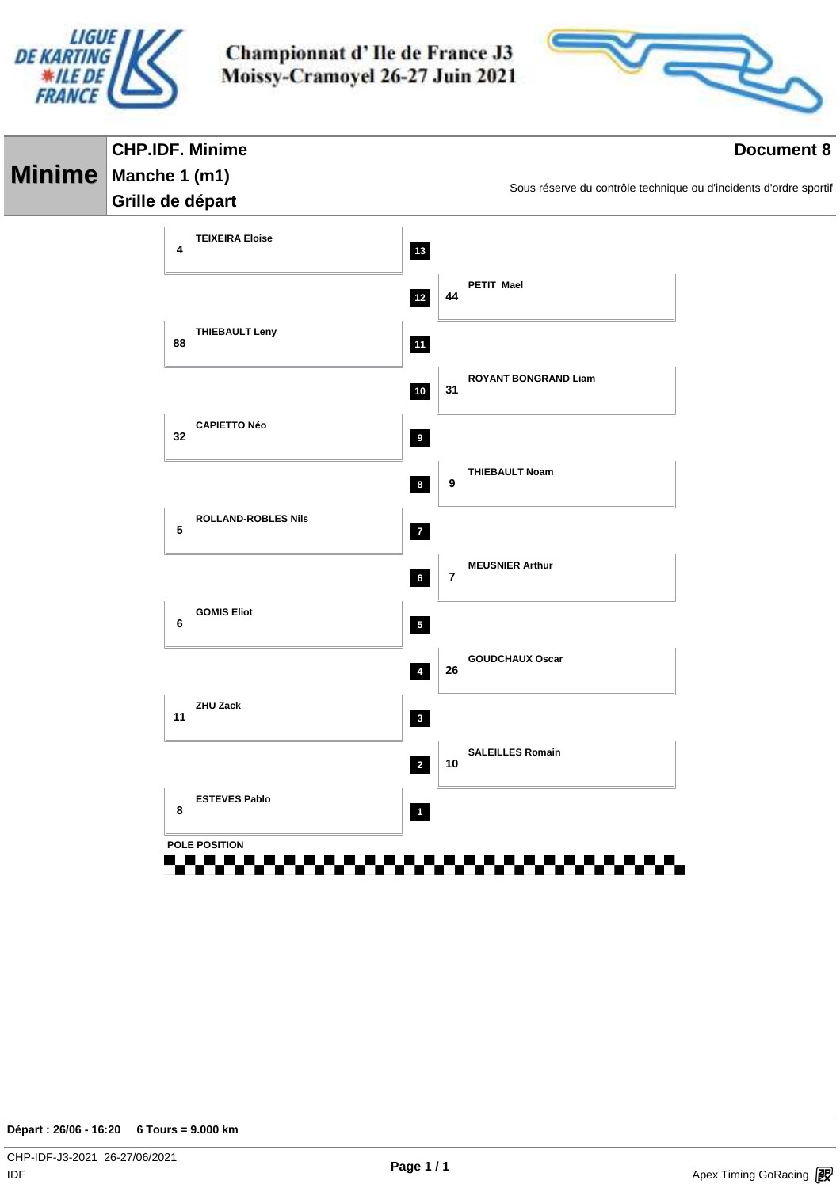# Championnat d' Ile de France J3
## Moissy-Cramoyel 26-27 Juin 2021

**Minime**

**CHP.IDF. Minime**
**Manche 1 (m1)**
**Grille de départ**

**Document 8**

Sous réserve du contrôle technique ou d'incidents d'ordre sportif

| Position | N° | Pilote |
|---|---|---|
| 13 | 4 | TEIXEIRA Eloise |
| 12 | 44 | PETIT Mael |
| 11 | 88 | THIEBAULT Leny |
| 10 | 31 | ROYANT BONGRAND Liam |
| 9 | 32 | CAPIETTO Néo |
| 8 | 9 | THIEBAULT Noam |
| 7 | 5 | ROLLAND-ROBLES Nils |
| 6 | 7 | MEUSNIER Arthur |
| 5 | 6 | GOMIS Eliot |
| 4 | 26 | GOUDCHAUX Oscar |
| 3 | 11 | ZHU Zack |
| 2 | 10 | SALEILLES Romain |
| 1 | 8 | ESTEVES Pablo |

POLE POSITION

**Départ : 26/06 - 16:20    6 Tours = 9.000 km**

CHP-IDF-J3-2021 26-27/06/2021
IDF

Apex Timing GoRacing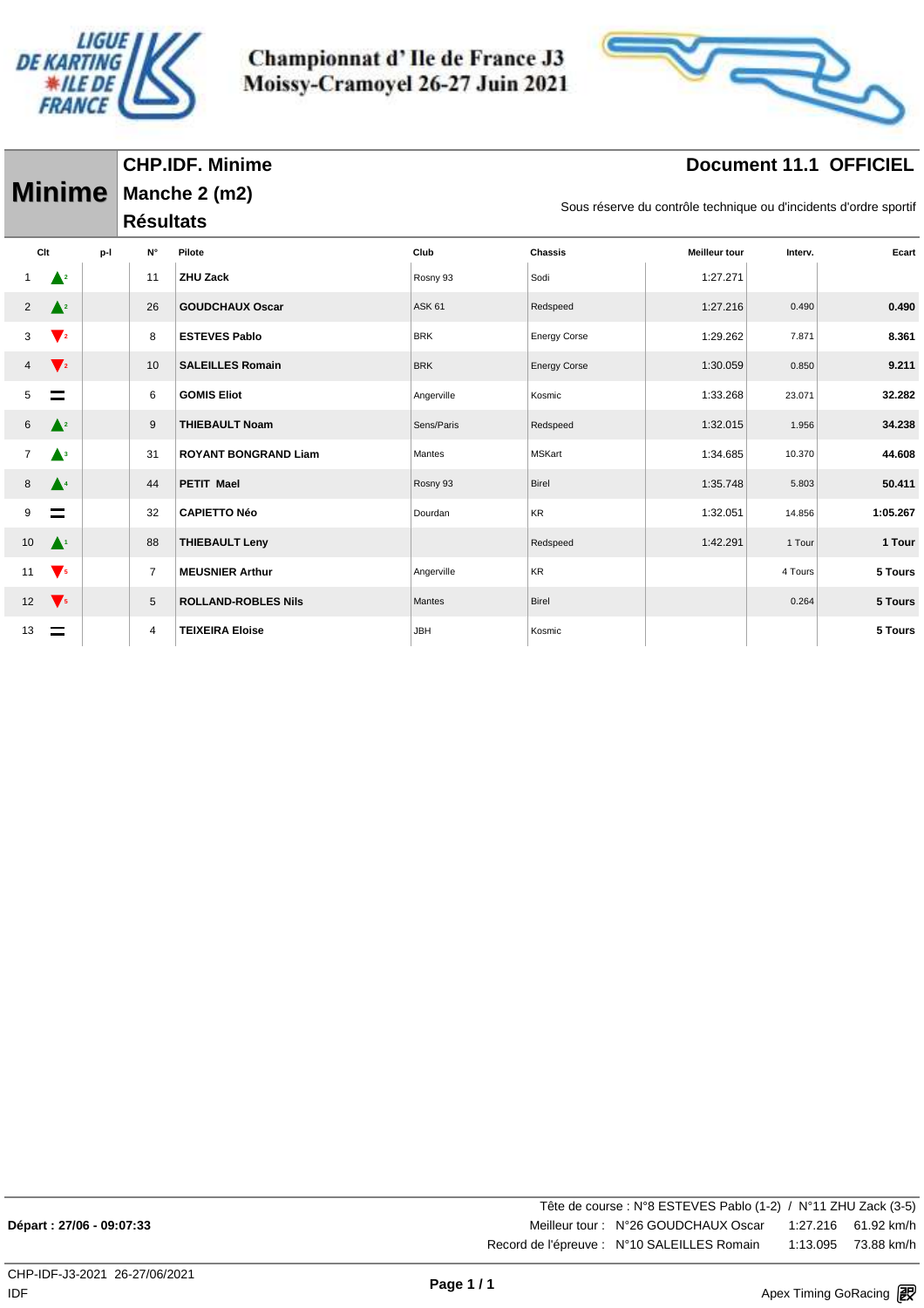# Championnat d' Ile de France J3
# Moissy-Cramoyel 26-27 Juin 2021

## Minime

**CHP.IDF. Minime**
**Manche 2 (m2)**
**Résultats**

**Document 11.1 OFFICIEL**

Sous réserve du contrôle technique ou d'incidents d'ordre sportif

| Clt | | p-l | N° | Pilote | Club | Chassis | Meilleur tour | Interv. | Ecart |
|---|---|---|---|---|---|---|---|---|---|
| 1 | ▲2 | | 11 | **ZHU Zack** | Rosny 93 | Sodi | 1:27.271 | | |
| 2 | ▲2 | | 26 | **GOUDCHAUX Oscar** | ASK 61 | Redspeed | 1:27.216 | 0.490 | **0.490** |
| 3 | ▼2 | | 8 | **ESTEVES Pablo** | BRK | Energy Corse | 1:29.262 | 7.871 | **8.361** |
| 4 | ▼2 | | 10 | **SALEILLES Romain** | BRK | Energy Corse | 1:30.059 | 0.850 | **9.211** |
| 5 | = | | 6 | **GOMIS Eliot** | Angerville | Kosmic | 1:33.268 | 23.071 | **32.282** |
| 6 | ▲2 | | 9 | **THIEBAULT Noam** | Sens/Paris | Redspeed | 1:32.015 | 1.956 | **34.238** |
| 7 | ▲3 | | 31 | **ROYANT BONGRAND Liam** | Mantes | MSKart | 1:34.685 | 10.370 | **44.608** |
| 8 | ▲4 | | 44 | **PETIT Mael** | Rosny 93 | Birel | 1:35.748 | 5.803 | **50.411** |
| 9 | = | | 32 | **CAPIETTO Néo** | Dourdan | KR | 1:32.051 | 14.856 | **1:05.267** |
| 10 | ▲1 | | 88 | **THIEBAULT Leny** | | Redspeed | 1:42.291 | 1 Tour | **1 Tour** |
| 11 | ▼5 | | 7 | **MEUSNIER Arthur** | Angerville | KR | | 4 Tours | **5 Tours** |
| 12 | ▼5 | | 5 | **ROLLAND-ROBLES Nils** | Mantes | Birel | | 0.264 | **5 Tours** |
| 13 | = | | 4 | **TEIXEIRA Eloise** | JBH | Kosmic | | | **5 Tours** |

**Départ : 27/06 - 09:07:33**

Tête de course : N°8 ESTEVES Pablo (1-2) / N°11 ZHU Zack (3-5)

Meilleur tour : N°26 GOUDCHAUX Oscar 1:27.216 61.92 km/h

Record de l'épreuve : N°10 SALEILLES Romain 1:13.095 73.88 km/h

CHP-IDF-J3-2021 26-27/06/2021
IDF

Apex Timing GoRacing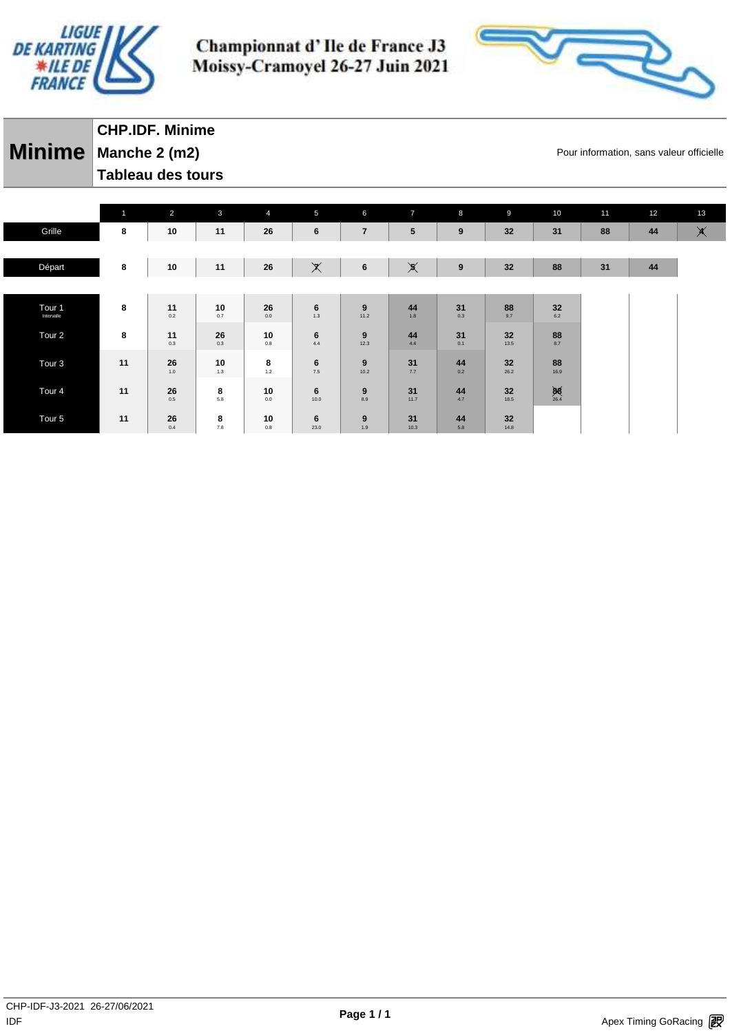Championnat d' Ile de France J3
Moissy-Cramoyel 26-27 Juin 2021

# Minime

**CHP.IDF. Minime**
**Manche 2 (m2)**
**Tableau des tours**

Pour information, sans valeur officielle

| | 1 | 2 | 3 | 4 | 5 | 6 | 7 | 8 | 9 | 10 | 11 | 12 | 13 |
|---|---|---|---|---|---|---|---|---|---|---|---|---|---|
| Grille | 8 | 10 | 11 | 26 | 6 | 7 | 5 | 9 | 32 | 31 | 88 | 44 | ~~4~~ |
| Départ | 8 | 10 | 11 | 26 | ~~7~~ | 6 | ~~5~~ | 9 | 32 | 88 | 31 | 44 | |
| Tour 1 Intervalle | 8 | 11 0.2 | 10 0.7 | 26 0.0 | 6 1.3 | 9 11.2 | 44 1.8 | 31 0.3 | 88 9.7 | 32 6.2 | | | |
| Tour 2 | 8 | 11 0.3 | 26 0.3 | 10 0.8 | 6 4.4 | 9 12.3 | 44 4.4 | 31 0.1 | 32 13.5 | 88 8.7 | | | |
| Tour 3 | 11 | 26 1.0 | 10 1.3 | 8 1.2 | 6 7.5 | 9 10.2 | 31 7.7 | 44 0.2 | 32 26.2 | 88 16.9 | | | |
| Tour 4 | 11 | 26 0.5 | 8 5.8 | 10 0.0 | 6 10.0 | 9 8.9 | 31 11.7 | 44 4.7 | 32 18.5 | ~~88~~ 26.4 | | | |
| Tour 5 | 11 | 26 0.4 | 8 7.8 | 10 0.8 | 6 23.0 | 9 1.9 | 31 10.3 | 44 5.8 | 32 14.8 | | | | |

CHP-IDF-J3-2021 26-27/06/2021
IDF

Apex Timing GoRacing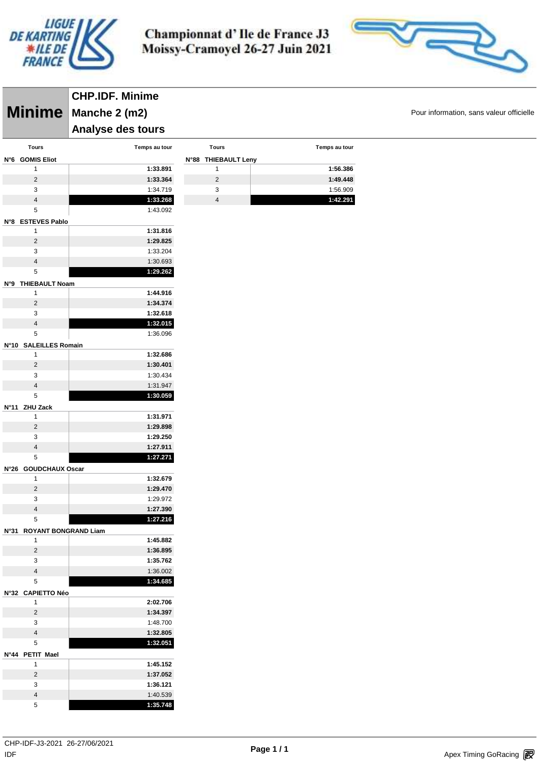# Championnat d' Ile de France J3
## Moissy-Cramoyel 26-27 Juin 2021

**Minime**

**CHP.IDF. Minime**
**Manche 2 (m2)**
**Analyse des tours**

Pour information, sans valeur officielle

| Tours | Temps au tour |
|---|---|
| **N°6 GOMIS Eliot** | |
| 1 | **1:33.891** |
| 2 | **1:33.364** |
| 3 | 1:34.719 |
| 4 | **1:33.268** |
| 5 | 1:43.092 |
| **N°8 ESTEVES Pablo** | |
| 1 | **1:31.816** |
| 2 | **1:29.825** |
| 3 | 1:33.204 |
| 4 | 1:30.693 |
| 5 | **1:29.262** |
| **N°9 THIEBAULT Noam** | |
| 1 | **1:44.916** |
| 2 | **1:34.374** |
| 3 | **1:32.618** |
| 4 | **1:32.015** |
| 5 | 1:36.096 |
| **N°10 SALEILLES Romain** | |
| 1 | **1:32.686** |
| 2 | **1:30.401** |
| 3 | 1:30.434 |
| 4 | 1:31.947 |
| 5 | **1:30.059** |
| **N°11 ZHU Zack** | |
| 1 | **1:31.971** |
| 2 | **1:29.898** |
| 3 | **1:29.250** |
| 4 | **1:27.911** |
| 5 | **1:27.271** |
| **N°26 GOUDCHAUX Oscar** | |
| 1 | **1:32.679** |
| 2 | **1:29.470** |
| 3 | 1:29.972 |
| 4 | **1:27.390** |
| 5 | **1:27.216** |
| **N°31 ROYANT BONGRAND Liam** | |
| 1 | **1:45.882** |
| 2 | **1:36.895** |
| 3 | **1:35.762** |
| 4 | 1:36.002 |
| 5 | **1:34.685** |
| **N°32 CAPIETTO Néo** | |
| 1 | **2:02.706** |
| 2 | **1:34.397** |
| 3 | 1:48.700 |
| 4 | **1:32.805** |
| 5 | **1:32.051** |
| **N°44 PETIT Mael** | |
| 1 | **1:45.152** |
| 2 | **1:37.052** |
| 3 | **1:36.121** |
| 4 | 1:40.539 |
| 5 | **1:35.748** |

| Tours | Temps au tour |
|---|---|
| **N°88 THIEBAULT Leny** | |
| 1 | **1:56.386** |
| 2 | **1:49.448** |
| 3 | 1:56.909 |
| 4 | **1:42.291** |

CHP-IDF-J3-2021 26-27/06/2021
IDF

Apex Timing GoRacing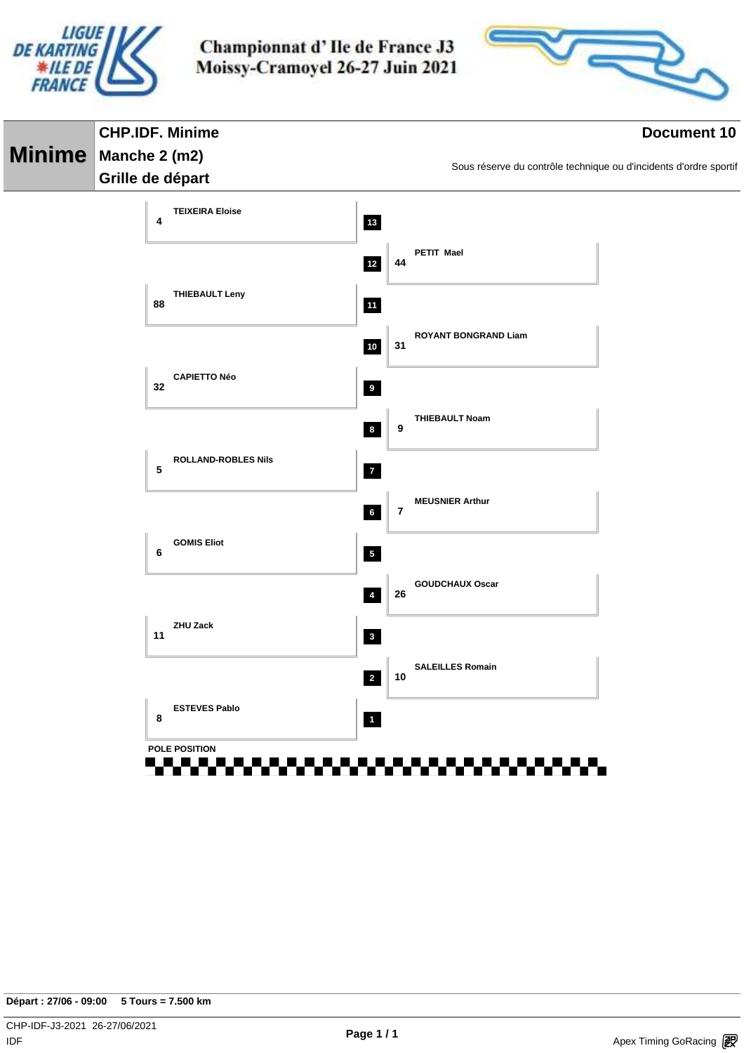# Championnat d' Ile de France J3
## Moissy-Cramoyel 26-27 Juin 2021

**Minime**

**CHP.IDF. Minime**
**Manche 2 (m2)**
**Grille de départ**

**Document 10**

Sous réserve du contrôle technique ou d'incidents d'ordre sportif

| Position | N° | Pilote |
|---|---|---|
| 13 | 4 | TEIXEIRA Eloise |
| 12 | 44 | PETIT Mael |
| 11 | 88 | THIEBAULT Leny |
| 10 | 31 | ROYANT BONGRAND Liam |
| 9 | 32 | CAPIETTO Néo |
| 8 | 9 | THIEBAULT Noam |
| 7 | 5 | ROLLAND-ROBLES Nils |
| 6 | 7 | MEUSNIER Arthur |
| 5 | 6 | GOMIS Eliot |
| 4 | 26 | GOUDCHAUX Oscar |
| 3 | 11 | ZHU Zack |
| 2 | 10 | SALEILLES Romain |
| 1 | 8 | ESTEVES Pablo |

POLE POSITION

**Départ : 27/06 - 09:00** **5 Tours = 7.500 km**

CHP-IDF-J3-2021 26-27/06/2021
IDF

Apex Timing GoRacing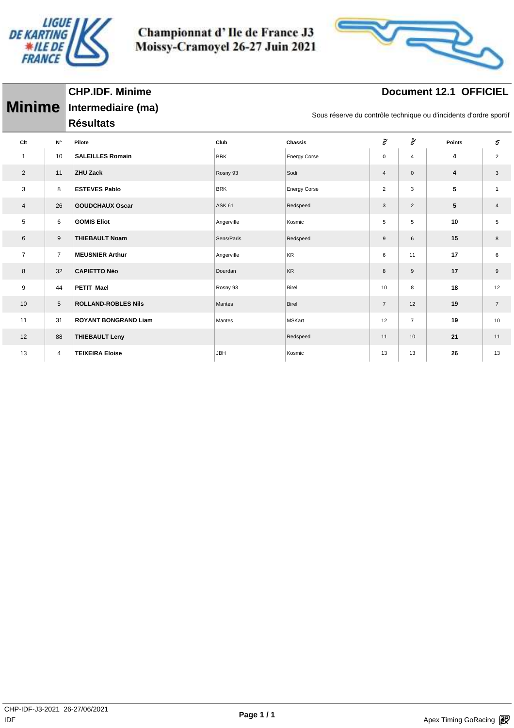# Championnat d' Ile de France J3
# Moissy-Cramoyel 26-27 Juin 2021

## Minime

**CHP.IDF. Minime**
**Intermediaire (ma)**
**Résultats**

**Document 12.1 OFFICIEL**

Sous réserve du contrôle technique ou d'incidents d'ordre sportif

| Clt | N° | Pilote | Club | Chassis | m1 | m2 | Points | ch |
|---|---|---|---|---|---|---|---|---|
| 1 | 10 | **SALEILLES Romain** | BRK | Energy Corse | 0 | 4 | **4** | 2 |
| 2 | 11 | **ZHU Zack** | Rosny 93 | Sodi | 4 | 0 | **4** | 3 |
| 3 | 8 | **ESTEVES Pablo** | BRK | Energy Corse | 2 | 3 | **5** | 1 |
| 4 | 26 | **GOUDCHAUX Oscar** | ASK 61 | Redspeed | 3 | 2 | **5** | 4 |
| 5 | 6 | **GOMIS Eliot** | Angerville | Kosmic | 5 | 5 | **10** | 5 |
| 6 | 9 | **THIEBAULT Noam** | Sens/Paris | Redspeed | 9 | 6 | **15** | 8 |
| 7 | 7 | **MEUSNIER Arthur** | Angerville | KR | 6 | 11 | **17** | 6 |
| 8 | 32 | **CAPIETTO Néo** | Dourdan | KR | 8 | 9 | **17** | 9 |
| 9 | 44 | **PETIT Mael** | Rosny 93 | Birel | 10 | 8 | **18** | 12 |
| 10 | 5 | **ROLLAND-ROBLES Nils** | Mantes | Birel | 7 | 12 | **19** | 7 |
| 11 | 31 | **ROYANT BONGRAND Liam** | Mantes | MSKart | 12 | 7 | **19** | 10 |
| 12 | 88 | **THIEBAULT Leny** | | Redspeed | 11 | 10 | **21** | 11 |
| 13 | 4 | **TEIXEIRA Eloise** | JBH | Kosmic | 13 | 13 | **26** | 13 |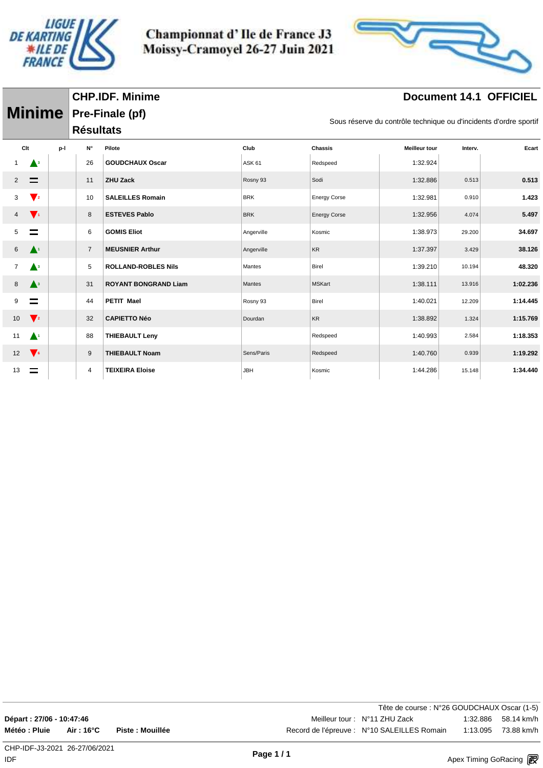# Championnat d' Ile de France J3
## Moissy-Cramoyel 26-27 Juin 2021

**Minime**

**CHP.IDF. Minime**
**Pre-Finale (pf)**
**Résultats**

**Document 14.1 OFFICIEL**

Sous réserve du contrôle technique ou d'incidents d'ordre sportif

| Clt | | p-l | N° | Pilote | Club | Chassis | Meilleur tour | Interv. | Ecart |
|---|---|---|---|---|---|---|---|---|---|
| 1 | ▲3 | | 26 | **GOUDCHAUX Oscar** | ASK 61 | Redspeed | 1:32.924 | | |
| 2 | = | | 11 | **ZHU Zack** | Rosny 93 | Sodi | 1:32.886 | 0.513 | **0.513** |
| 3 | ▼2 | | 10 | **SALEILLES Romain** | BRK | Energy Corse | 1:32.981 | 0.910 | **1.423** |
| 4 | ▼1 | | 8 | **ESTEVES Pablo** | BRK | Energy Corse | 1:32.956 | 4.074 | **5.497** |
| 5 | = | | 6 | **GOMIS Eliot** | Angerville | Kosmic | 1:38.973 | 29.200 | **34.697** |
| 6 | ▲1 | | 7 | **MEUSNIER Arthur** | Angerville | KR | 1:37.397 | 3.429 | **38.126** |
| 7 | ▲3 | | 5 | **ROLLAND-ROBLES Nils** | Mantes | Birel | 1:39.210 | 10.194 | **48.320** |
| 8 | ▲3 | | 31 | **ROYANT BONGRAND Liam** | Mantes | MSKart | 1:38.111 | 13.916 | **1:02.236** |
| 9 | = | | 44 | **PETIT Mael** | Rosny 93 | Birel | 1:40.021 | 12.209 | **1:14.445** |
| 10 | ▼2 | | 32 | **CAPIETTO Néo** | Dourdan | KR | 1:38.892 | 1.324 | **1:15.769** |
| 11 | ▲1 | | 88 | **THIEBAULT Leny** | | Redspeed | 1:40.993 | 2.584 | **1:18.353** |
| 12 | ▼6 | | 9 | **THIEBAULT Noam** | Sens/Paris | Redspeed | 1:40.760 | 0.939 | **1:19.292** |
| 13 | = | | 4 | **TEIXEIRA Eloise** | JBH | Kosmic | 1:44.286 | 15.148 | **1:34.440** |

Tête de course : N°26 GOUDCHAUX Oscar (1-5)

**Départ : 27/06 - 10:47:46**
**Météo : Pluie** **Air : 16°C** **Piste : Mouillée**

Meilleur tour : N°11 ZHU Zack 1:32.886 58.14 km/h
Record de l'épreuve : N°10 SALEILLES Romain 1:13.095 73.88 km/h

CHP-IDF-J3-2021 26-27/06/2021
IDF

Apex Timing GoRacing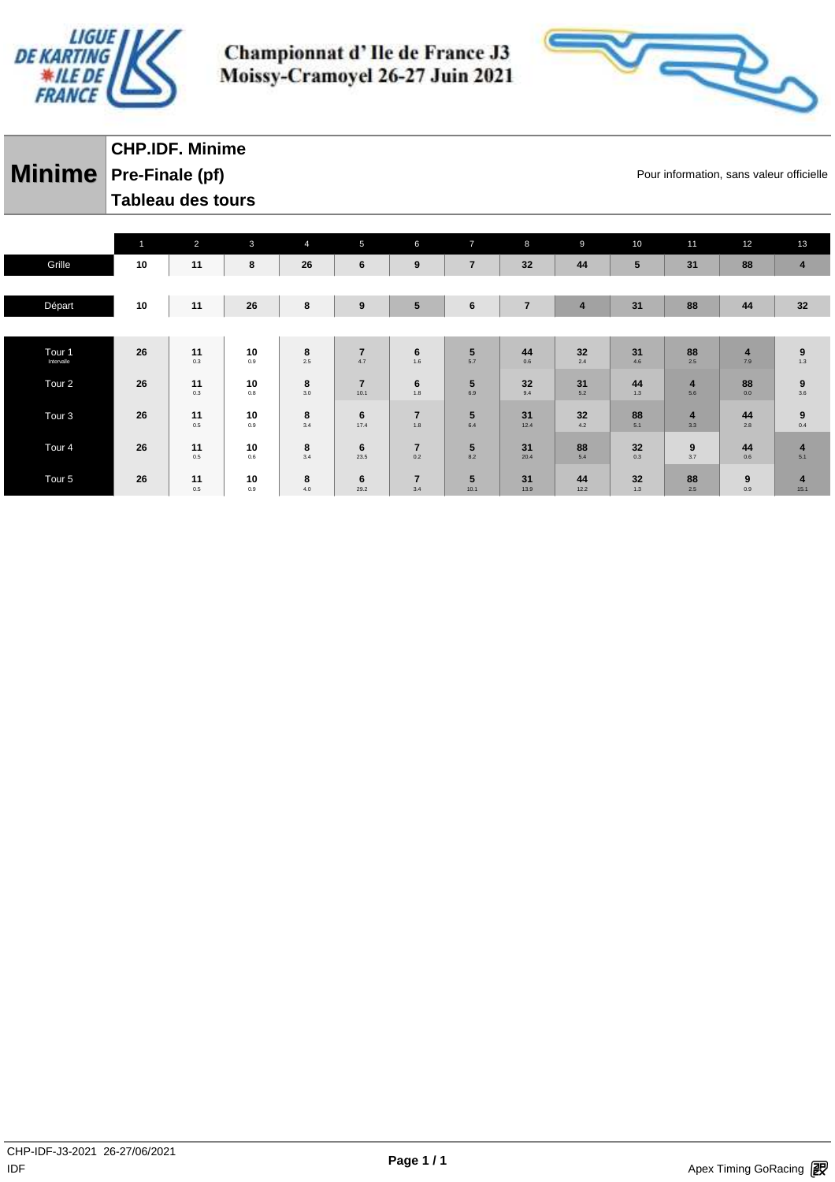# Championnat d' Ile de France J3
## Moissy-Cramoyel 26-27 Juin 2021

**Minime**

**CHP.IDF. Minime**

**Pre-Finale (pf)**

**Tableau des tours**

Pour information, sans valeur officielle

| | 1 | 2 | 3 | 4 | 5 | 6 | 7 | 8 | 9 | 10 | 11 | 12 | 13 |
|---|---|---|---|---|---|---|---|---|---|---|---|---|---|
| Grille | 10 | 11 | 8 | 26 | 6 | 9 | 7 | 32 | 44 | 5 | 31 | 88 | 4 |
| Départ | 10 | 11 | 26 | 8 | 9 | 5 | 6 | 7 | 4 | 31 | 88 | 44 | 32 |
| Tour 1 Intervalle | 26 | 11 0.3 | 10 0.9 | 8 2.5 | 7 4.7 | 6 1.6 | 5 5.7 | 44 0.6 | 32 2.4 | 31 4.6 | 88 2.5 | 4 7.9 | 9 1.3 |
| Tour 2 | 26 | 11 0.3 | 10 0.8 | 8 3.0 | 7 10.1 | 6 1.8 | 5 6.9 | 32 9.4 | 31 5.2 | 44 1.3 | 4 5.6 | 88 0.0 | 9 3.6 |
| Tour 3 | 26 | 11 0.5 | 10 0.9 | 8 3.4 | 6 17.4 | 7 1.8 | 5 6.4 | 31 12.4 | 32 4.2 | 88 5.1 | 4 3.3 | 44 2.8 | 9 0.4 |
| Tour 4 | 26 | 11 0.5 | 10 0.6 | 8 3.4 | 6 23.5 | 7 0.2 | 5 8.2 | 31 20.4 | 88 5.4 | 32 0.3 | 9 3.7 | 44 0.6 | 4 5.1 |
| Tour 5 | 26 | 11 0.5 | 10 0.9 | 8 4.0 | 6 29.2 | 7 3.4 | 5 10.1 | 31 13.9 | 44 12.2 | 32 1.3 | 88 2.5 | 9 0.9 | 4 15.1 |

CHP-IDF-J3-2021 26-27/06/2021
IDF

Apex Timing GoRacing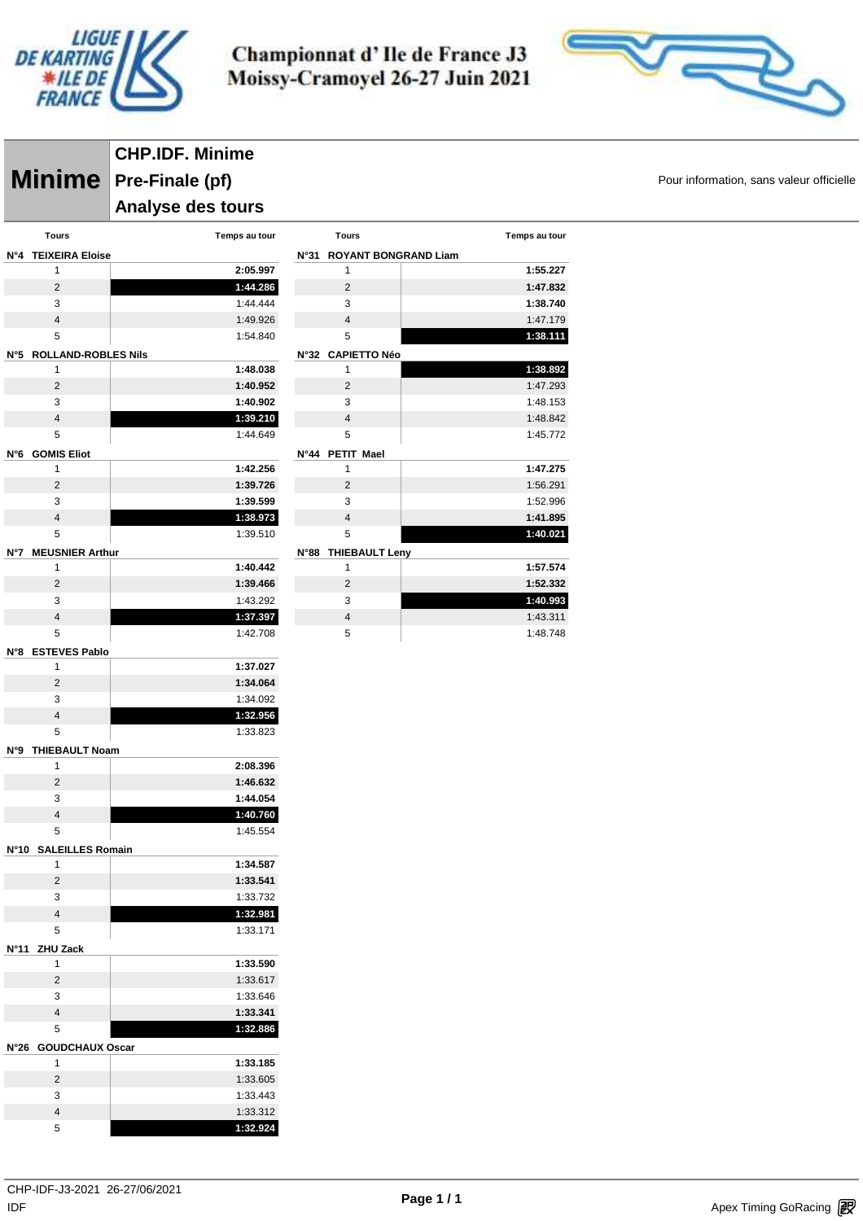# Championnat d' Ile de France J3
## Moissy-Cramoyel 26-27 Juin 2021

**Minime**

**CHP.IDF. Minime**
**Pre-Finale (pf)**
**Analyse des tours**

Pour information, sans valeur officielle

| Tours | Temps au tour |
|---|---|
| **N°4 TEIXEIRA Eloise** | |
| 1 | **2:05.997** |
| 2 | **1:44.286** |
| 3 | 1:44.444 |
| 4 | 1:49.926 |
| 5 | 1:54.840 |
| **N°5 ROLLAND-ROBLES Nils** | |
| 1 | **1:48.038** |
| 2 | **1:40.952** |
| 3 | **1:40.902** |
| 4 | **1:39.210** |
| 5 | 1:44.649 |
| **N°6 GOMIS Eliot** | |
| 1 | **1:42.256** |
| 2 | **1:39.726** |
| 3 | **1:39.599** |
| 4 | **1:38.973** |
| 5 | 1:39.510 |
| **N°7 MEUSNIER Arthur** | |
| 1 | **1:40.442** |
| 2 | **1:39.466** |
| 3 | 1:43.292 |
| 4 | **1:37.397** |
| 5 | 1:42.708 |
| **N°8 ESTEVES Pablo** | |
| 1 | **1:37.027** |
| 2 | **1:34.064** |
| 3 | 1:34.092 |
| 4 | **1:32.956** |
| 5 | 1:33.823 |
| **N°9 THIEBAULT Noam** | |
| 1 | **2:08.396** |
| 2 | **1:46.632** |
| 3 | **1:44.054** |
| 4 | **1:40.760** |
| 5 | 1:45.554 |
| **N°10 SALEILLES Romain** | |
| 1 | **1:34.587** |
| 2 | **1:33.541** |
| 3 | 1:33.732 |
| 4 | **1:32.981** |
| 5 | 1:33.171 |
| **N°11 ZHU Zack** | |
| 1 | **1:33.590** |
| 2 | 1:33.617 |
| 3 | 1:33.646 |
| 4 | **1:33.341** |
| 5 | **1:32.886** |
| **N°26 GOUDCHAUX Oscar** | |
| 1 | **1:33.185** |
| 2 | 1:33.605 |
| 3 | 1:33.443 |
| 4 | 1:33.312 |
| 5 | **1:32.924** |

| Tours | Temps au tour |
|---|---|
| **N°31 ROYANT BONGRAND Liam** | |
| 1 | **1:55.227** |
| 2 | **1:47.832** |
| 3 | **1:38.740** |
| 4 | 1:47.179 |
| 5 | **1:38.111** |
| **N°32 CAPIETTO Néo** | |
| 1 | **1:38.892** |
| 2 | 1:47.293 |
| 3 | 1:48.153 |
| 4 | 1:48.842 |
| 5 | 1:45.772 |
| **N°44 PETIT Mael** | |
| 1 | **1:47.275** |
| 2 | 1:56.291 |
| 3 | 1:52.996 |
| 4 | **1:41.895** |
| 5 | **1:40.021** |
| **N°88 THIEBAULT Leny** | |
| 1 | **1:57.574** |
| 2 | **1:52.332** |
| 3 | **1:40.993** |
| 4 | 1:43.311 |
| 5 | 1:48.748 |

CHP-IDF-J3-2021 26-27/06/2021
IDF

Apex Timing GoRacing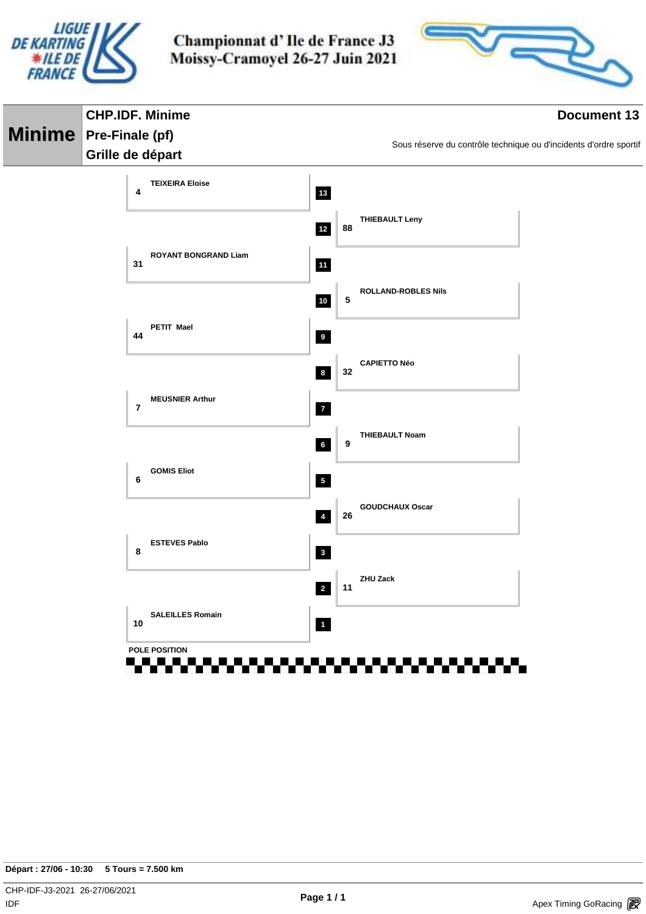# Championnat d' Ile de France J3
# Moissy-Cramoyel 26-27 Juin 2021

**Minime**

## CHP.IDF. Minime

**Document 13**

## Pre-Finale (pf)

## Grille de départ

Sous réserve du contrôle technique ou d'incidents d'ordre sportif

| Position | N° | Pilote |
|---|---|---|
| 13 | 4 | TEIXEIRA Eloise |
| 12 | 88 | THIEBAULT Leny |
| 11 | 31 | ROYANT BONGRAND Liam |
| 10 | 5 | ROLLAND-ROBLES Nils |
| 9 | 44 | PETIT Mael |
| 8 | 32 | CAPIETTO Néo |
| 7 | 7 | MEUSNIER Arthur |
| 6 | 9 | THIEBAULT Noam |
| 5 | 6 | GOMIS Eliot |
| 4 | 26 | GOUDCHAUX Oscar |
| 3 | 8 | ESTEVES Pablo |
| 2 | 11 | ZHU Zack |
| 1 | 10 | SALEILLES Romain |

POLE POSITION

**Départ : 27/06 - 10:30** **5 Tours = 7.500 km**

CHP-IDF-J3-2021 26-27/06/2021
IDF

Apex Timing GoRacing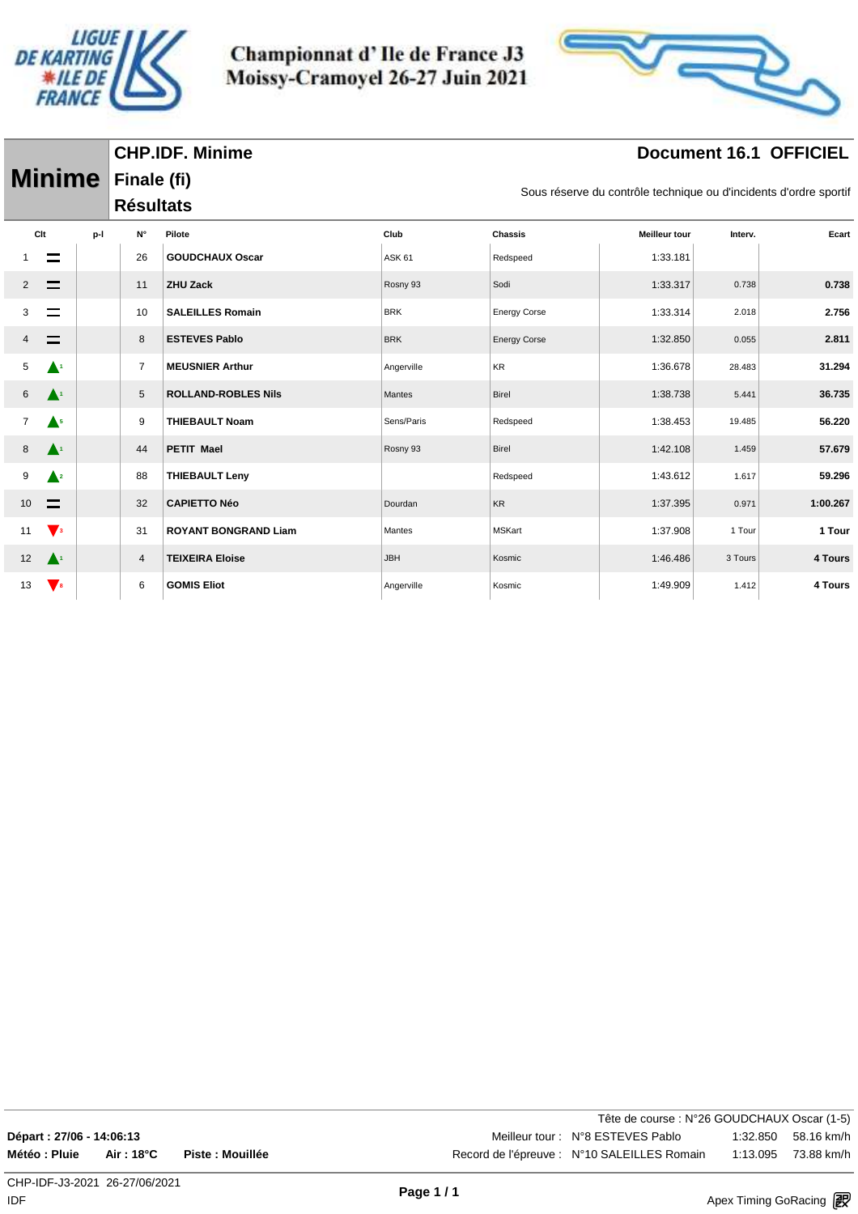# Championnat d' Ile de France J3
## Moissy-Cramoyel 26-27 Juin 2021

**Minime**

**CHP.IDF. Minime**

**Finale (fi)**

**Résultats**

**Document 16.1 OFFICIEL**

Sous réserve du contrôle technique ou d'incidents d'ordre sportif

| Clt | | p-l | N° | Pilote | Club | Chassis | Meilleur tour | Interv. | Ecart |
|---|---|---|---|---|---|---|---|---|---|
| 1 | = | | 26 | **GOUDCHAUX Oscar** | ASK 61 | Redspeed | 1:33.181 | | |
| 2 | = | | 11 | **ZHU Zack** | Rosny 93 | Sodi | 1:33.317 | 0.738 | **0.738** |
| 3 | = | | 10 | **SALEILLES Romain** | BRK | Energy Corse | 1:33.314 | 2.018 | **2.756** |
| 4 | = | | 8 | **ESTEVES Pablo** | BRK | Energy Corse | 1:32.850 | 0.055 | **2.811** |
| 5 | ▲1 | | 7 | **MEUSNIER Arthur** | Angerville | KR | 1:36.678 | 28.483 | **31.294** |
| 6 | ▲1 | | 5 | **ROLLAND-ROBLES Nils** | Mantes | Birel | 1:38.738 | 5.441 | **36.735** |
| 7 | ▲5 | | 9 | **THIEBAULT Noam** | Sens/Paris | Redspeed | 1:38.453 | 19.485 | **56.220** |
| 8 | ▲1 | | 44 | **PETIT Mael** | Rosny 93 | Birel | 1:42.108 | 1.459 | **57.679** |
| 9 | ▲2 | | 88 | **THIEBAULT Leny** | | Redspeed | 1:43.612 | 1.617 | **59.296** |
| 10 | = | | 32 | **CAPIETTO Néo** | Dourdan | KR | 1:37.395 | 0.971 | **1:00.267** |
| 11 | ▼3 | | 31 | **ROYANT BONGRAND Liam** | Mantes | MSKart | 1:37.908 | 1 Tour | **1 Tour** |
| 12 | ▲1 | | 4 | **TEIXEIRA Eloise** | JBH | Kosmic | 1:46.486 | 3 Tours | **4 Tours** |
| 13 | ▼8 | | 6 | **GOMIS Eliot** | Angerville | Kosmic | 1:49.909 | 1.412 | **4 Tours** |

Tête de course : N°26 GOUDCHAUX Oscar (1-5)

**Départ : 27/06 - 14:06:13**

**Météo : Pluie** **Air : 18°C** **Piste : Mouillée**

Meilleur tour : N°8 ESTEVES Pablo 1:32.850 58.16 km/h

Record de l'épreuve : N°10 SALEILLES Romain 1:13.095 73.88 km/h

CHP-IDF-J3-2021 26-27/06/2021

IDF

Apex Timing GoRacing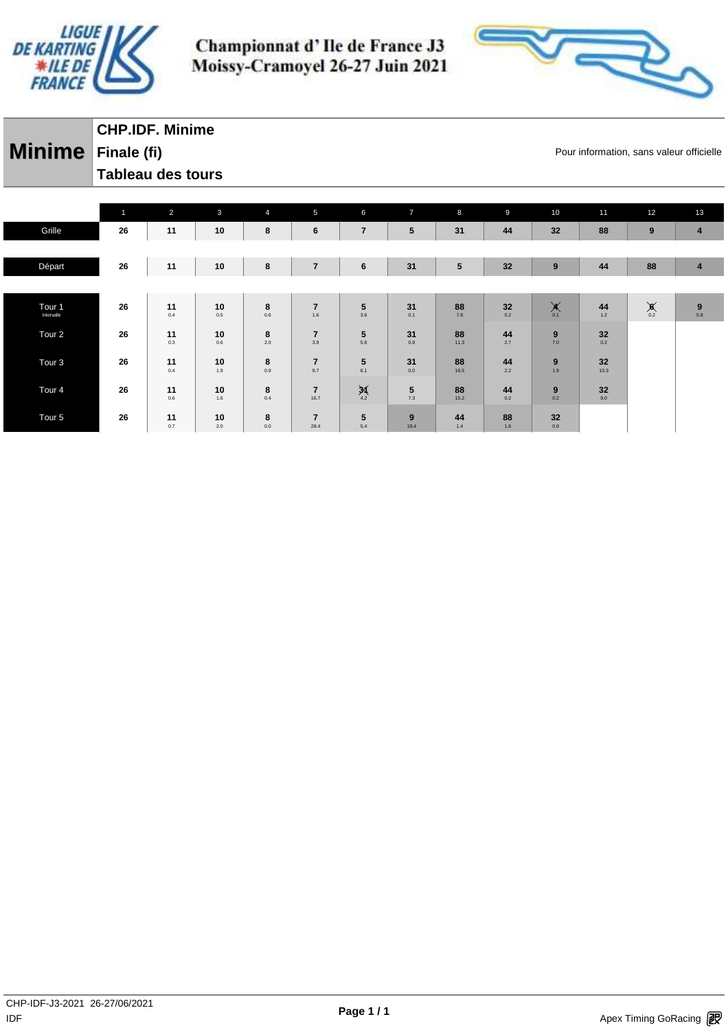# Championnat d' Ile de France J3
## Moissy-Cramoyel 26-27 Juin 2021

**Minime**

**CHP.IDF. Minime**
**Finale (fi)**
**Tableau des tours**

Pour information, sans valeur officielle

| | 1 | 2 | 3 | 4 | 5 | 6 | 7 | 8 | 9 | 10 | 11 | 12 | 13 |
|---|---|---|---|---|---|---|---|---|---|---|---|---|---|
| Grille | 26 | 11 | 10 | 8 | 6 | 7 | 5 | 31 | 44 | 32 | 88 | 9 | 4 |
| Départ | 26 | 11 | 10 | 8 | 7 | 6 | 31 | 5 | 32 | 9 | 44 | 88 | 4 |
| Tour 1 Intervalle | 26 | 11 0.4 | 10 0.5 | 8 0.6 | 7 1.6 | 5 3.6 | 31 0.1 | 88 7.8 | 32 0.2 | 4 (X) 0.1 | 44 1.2 | 6 (X) 0.2 | 9 5.9 |
| Tour 2 | 26 | 11 0.3 | 10 0.6 | 8 2.0 | 7 3.9 | 5 5.6 | 31 0.9 | 88 11.3 | 44 2.7 | 9 7.0 | 32 0.2 | | |
| Tour 3 | 26 | 11 0.4 | 10 1.9 | 8 0.9 | 7 9.7 | 5 6.1 | 31 0.0 | 88 16.5 | 44 2.2 | 9 1.9 | 32 10.3 | | |
| Tour 4 | 26 | 11 0.6 | 10 1.6 | 8 0.4 | 7 16.7 | 31 (X) 4.2 | 5 7.3 | 88 15.2 | 44 0.2 | 9 0.2 | 32 9.0 | | |
| Tour 5 | 26 | 11 0.7 | 10 2.0 | 8 0.0 | 7 28.4 | 5 5.4 | 9 19.4 | 44 1.4 | 88 1.6 | 32 0.9 | | | |

CHP-IDF-J3-2021 26-27/06/2021
IDF

Apex Timing GoRacing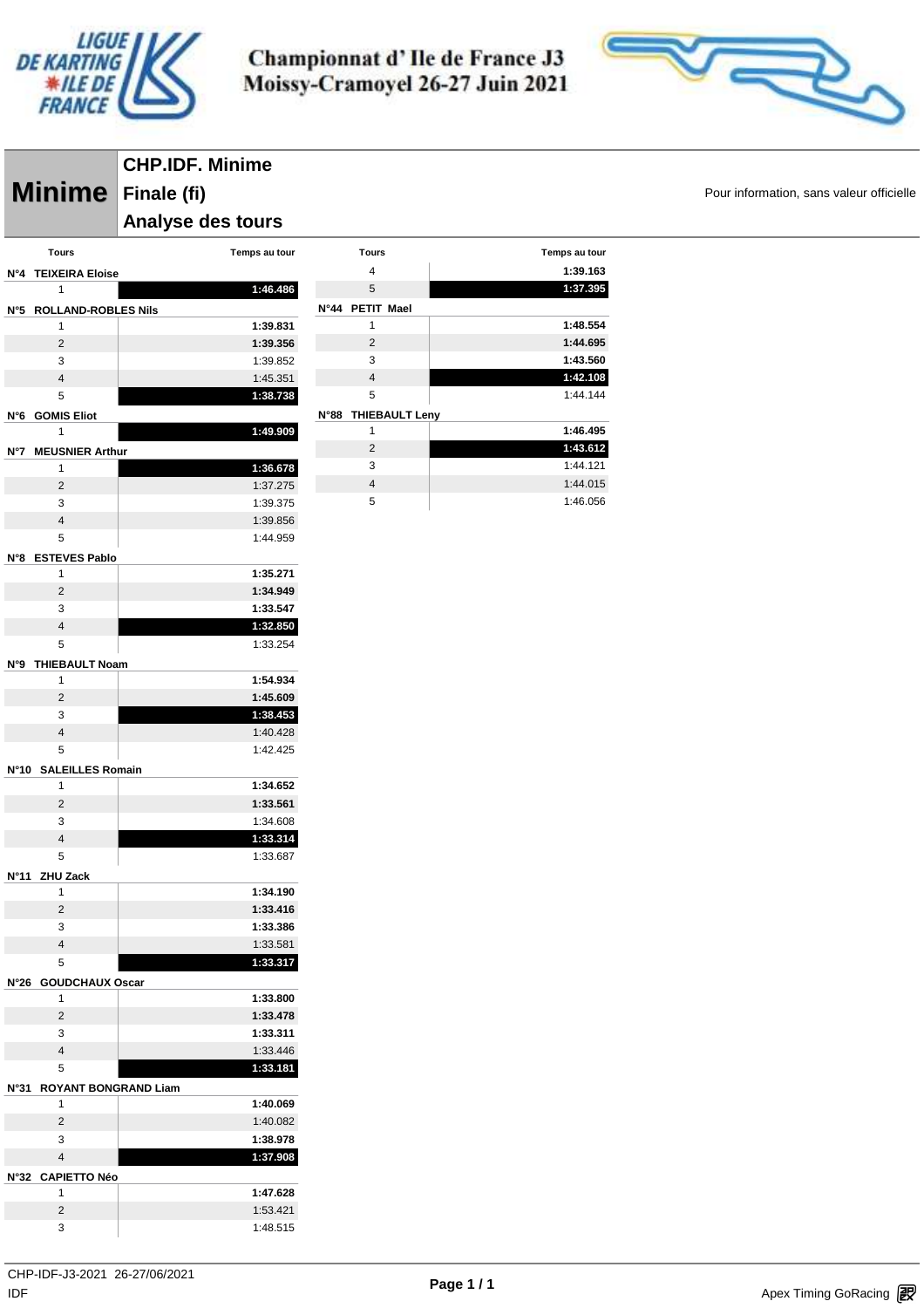# Championnat d' Ile de France J3
# Moissy-Cramoyel 26-27 Juin 2021

## Minime

**CHP.IDF. Minime**

**Finale (fi)**

**Analyse des tours**

Pour information, sans valeur officielle

| Tours | Temps au tour |
|---|---|
| **N°4 TEIXEIRA Eloise** | |
| 1 | **1:46.486** |
| **N°5 ROLLAND-ROBLES Nils** | |
| 1 | **1:39.831** |
| 2 | **1:39.356** |
| 3 | 1:39.852 |
| 4 | 1:45.351 |
| 5 | **1:38.738** |
| **N°6 GOMIS Eliot** | |
| 1 | **1:49.909** |
| **N°7 MEUSNIER Arthur** | |
| 1 | **1:36.678** |
| 2 | 1:37.275 |
| 3 | 1:39.375 |
| 4 | 1:39.856 |
| 5 | 1:44.959 |
| **N°8 ESTEVES Pablo** | |
| 1 | **1:35.271** |
| 2 | **1:34.949** |
| 3 | **1:33.547** |
| 4 | **1:32.850** |
| 5 | 1:33.254 |
| **N°9 THIEBAULT Noam** | |
| 1 | **1:54.934** |
| 2 | **1:45.609** |
| 3 | **1:38.453** |
| 4 | 1:40.428 |
| 5 | 1:42.425 |
| **N°10 SALEILLES Romain** | |
| 1 | **1:34.652** |
| 2 | **1:33.561** |
| 3 | 1:34.608 |
| 4 | **1:33.314** |
| 5 | 1:33.687 |
| **N°11 ZHU Zack** | |
| 1 | **1:34.190** |
| 2 | **1:33.416** |
| 3 | **1:33.386** |
| 4 | 1:33.581 |
| 5 | **1:33.317** |
| **N°26 GOUDCHAUX Oscar** | |
| 1 | **1:33.800** |
| 2 | **1:33.478** |
| 3 | **1:33.311** |
| 4 | 1:33.446 |
| 5 | **1:33.181** |
| **N°31 ROYANT BONGRAND Liam** | |
| 1 | **1:40.069** |
| 2 | 1:40.082 |
| 3 | **1:38.978** |
| 4 | **1:37.908** |
| **N°32 CAPIETTO Néo** | |
| 1 | **1:47.628** |
| 2 | 1:53.421 |
| 3 | 1:48.515 |
| 4 | **1:39.163** |
| 5 | **1:37.395** |
| **N°44 PETIT Mael** | |
| 1 | **1:48.554** |
| 2 | **1:44.695** |
| 3 | **1:43.560** |
| 4 | **1:42.108** |
| 5 | 1:44.144 |
| **N°88 THIEBAULT Leny** | |
| 1 | **1:46.495** |
| 2 | **1:43.612** |
| 3 | 1:44.121 |
| 4 | 1:44.015 |
| 5 | 1:46.056 |

CHP-IDF-J3-2021 26-27/06/2021
IDF

Apex Timing GoRacing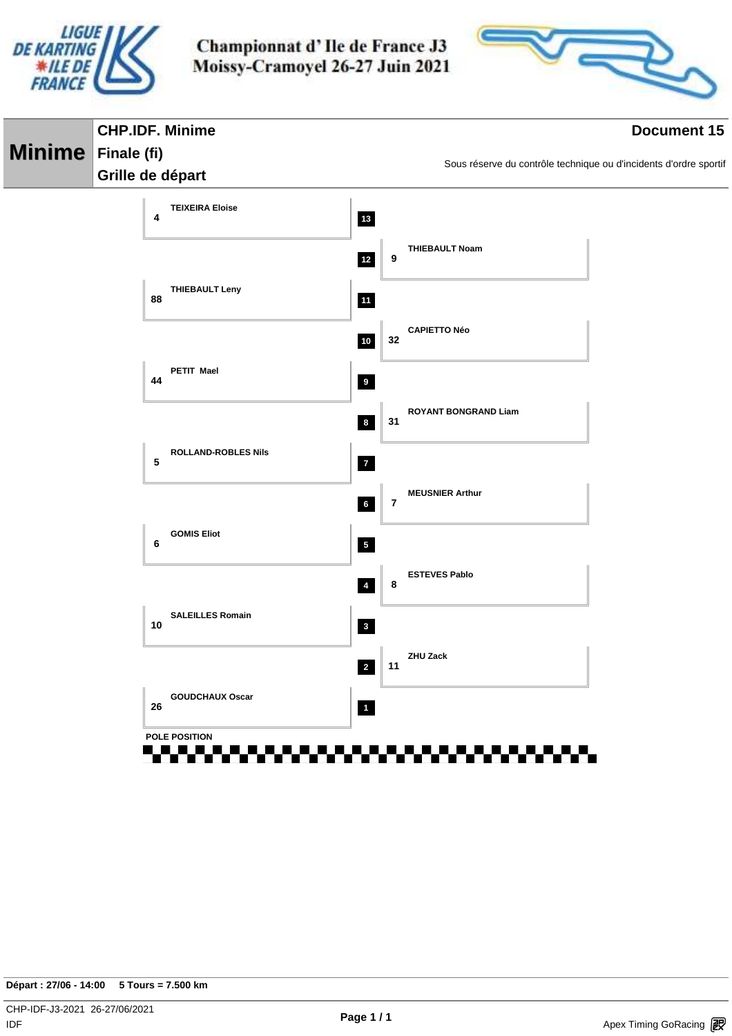# Championnat d' Ile de France J3
## Moissy-Cramoyel 26-27 Juin 2021

**Minime**

**CHP.IDF. Minime**

**Finale (fi)**

**Grille de départ**

**Document 15**

Sous réserve du contrôle technique ou d'incidents d'ordre sportif

| Position | N° | Pilote |
|---|---|---|
| 13 | 4 | TEIXEIRA Eloise |
| 12 | 9 | THIEBAULT Noam |
| 11 | 88 | THIEBAULT Leny |
| 10 | 32 | CAPIETTO Néo |
| 9 | 44 | PETIT Mael |
| 8 | 31 | ROYANT BONGRAND Liam |
| 7 | 5 | ROLLAND-ROBLES Nils |
| 6 | 7 | MEUSNIER Arthur |
| 5 | 6 | GOMIS Eliot |
| 4 | 8 | ESTEVES Pablo |
| 3 | 10 | SALEILLES Romain |
| 2 | 11 | ZHU Zack |
| 1 | 26 | GOUDCHAUX Oscar |

POLE POSITION

**Départ : 27/06 - 14:00** **5 Tours = 7.500 km**

CHP-IDF-J3-2021 26-27/06/2021
IDF

Apex Timing GoRacing